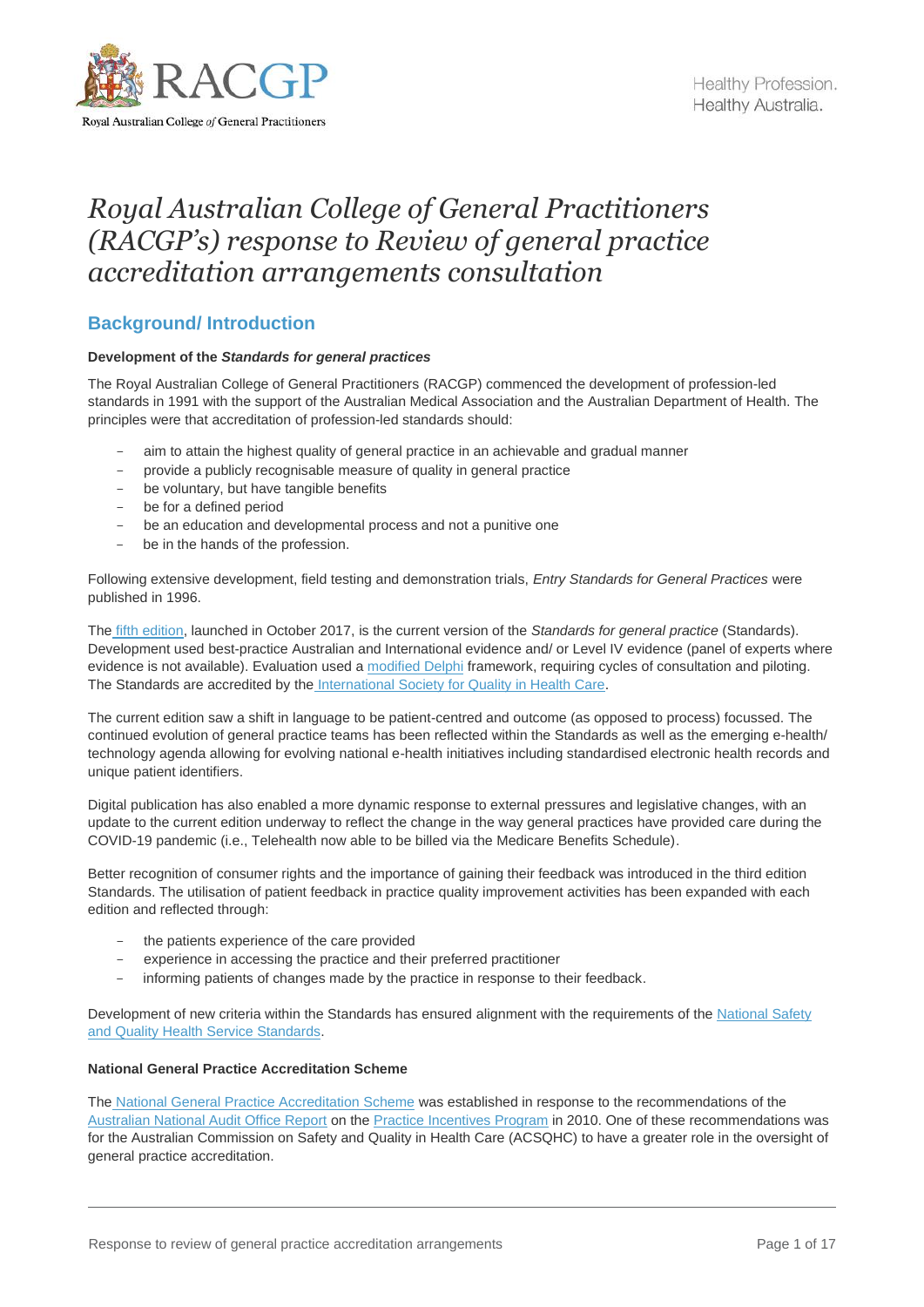# *Royal Australian College of General Practitioners (RACGP's) response to Review of general practice accreditation arrangements consultation*

## Background/ Introduction

**Development of the *Standards for general practices***

The Royal Australian College of General Practitioners (RACGP) commenced the development of profession-led standards in 1991 with the support of the Australian Medical Association and the Australian Department of Health. The principles were that accreditation of profession-led standards should:

- aim to attain the highest quality of general practice in an achievable and gradual manner
- provide a publicly recognisable measure of quality in general practice
- be voluntary, but have tangible benefits
- be for a defined period
- be an education and developmental process and not a punitive one
- be in the hands of the profession.

Following extensive development, field testing and demonstration trials, *Entry Standards for General Practices* were published in 1996.

The fifth edition, launched in October 2017, is the current version of the *Standards for general practice* (Standards). Development used best-practice Australian and International evidence and/ or Level IV evidence (panel of experts where evidence is not available). Evaluation used a modified Delphi framework, requiring cycles of consultation and piloting. The Standards are accredited by the International Society for Quality in Health Care.

The current edition saw a shift in language to be patient-centred and outcome (as opposed to process) focussed. The continued evolution of general practice teams has been reflected within the Standards as well as the emerging e-health/ technology agenda allowing for evolving national e-health initiatives including standardised electronic health records and unique patient identifiers.

Digital publication has also enabled a more dynamic response to external pressures and legislative changes, with an update to the current edition underway to reflect the change in the way general practices have provided care during the COVID-19 pandemic (i.e., Telehealth now able to be billed via the Medicare Benefits Schedule).

Better recognition of consumer rights and the importance of gaining their feedback was introduced in the third edition Standards. The utilisation of patient feedback in practice quality improvement activities has been expanded with each edition and reflected through:

- the patients experience of the care provided
- experience in accessing the practice and their preferred practitioner
- informing patients of changes made by the practice in response to their feedback.

Development of new criteria within the Standards has ensured alignment with the requirements of the National Safety and Quality Health Service Standards.

**National General Practice Accreditation Scheme**

The National General Practice Accreditation Scheme was established in response to the recommendations of the Australian National Audit Office Report on the Practice Incentives Program in 2010. One of these recommendations was for the Australian Commission on Safety and Quality in Health Care (ACSQHC) to have a greater role in the oversight of general practice accreditation.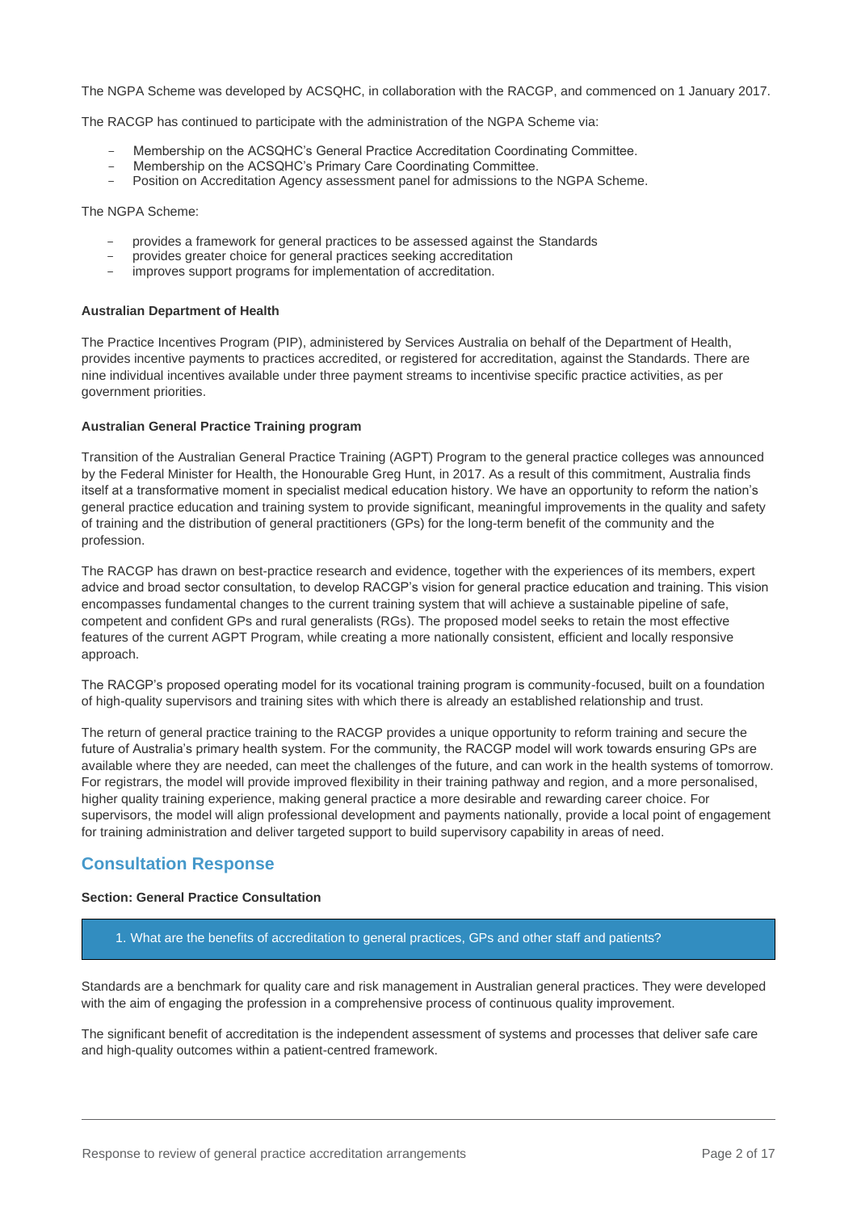The NGPA Scheme was developed by ACSQHC, in collaboration with the RACGP, and commenced on 1 January 2017.

The RACGP has continued to participate with the administration of the NGPA Scheme via:

- Membership on the ACSQHC's General Practice Accreditation Coordinating Committee.
- Membership on the ACSQHC's Primary Care Coordinating Committee.
- Position on Accreditation Agency assessment panel for admissions to the NGPA Scheme.

The NGPA Scheme:

- provides a framework for general practices to be assessed against the Standards
- provides greater choice for general practices seeking accreditation
- improves support programs for implementation of accreditation.

**Australian Department of Health**

The Practice Incentives Program (PIP), administered by Services Australia on behalf of the Department of Health, provides incentive payments to practices accredited, or registered for accreditation, against the Standards. There are nine individual incentives available under three payment streams to incentivise specific practice activities, as per government priorities.

**Australian General Practice Training program**

Transition of the Australian General Practice Training (AGPT) Program to the general practice colleges was announced by the Federal Minister for Health, the Honourable Greg Hunt, in 2017. As a result of this commitment, Australia finds itself at a transformative moment in specialist medical education history. We have an opportunity to reform the nation's general practice education and training system to provide significant, meaningful improvements in the quality and safety of training and the distribution of general practitioners (GPs) for the long-term benefit of the community and the profession.

The RACGP has drawn on best-practice research and evidence, together with the experiences of its members, expert advice and broad sector consultation, to develop RACGP's vision for general practice education and training. This vision encompasses fundamental changes to the current training system that will achieve a sustainable pipeline of safe, competent and confident GPs and rural generalists (RGs). The proposed model seeks to retain the most effective features of the current AGPT Program, while creating a more nationally consistent, efficient and locally responsive approach.

The RACGP's proposed operating model for its vocational training program is community-focused, built on a foundation of high-quality supervisors and training sites with which there is already an established relationship and trust.

The return of general practice training to the RACGP provides a unique opportunity to reform training and secure the future of Australia's primary health system. For the community, the RACGP model will work towards ensuring GPs are available where they are needed, can meet the challenges of the future, and can work in the health systems of tomorrow. For registrars, the model will provide improved flexibility in their training pathway and region, and a more personalised, higher quality training experience, making general practice a more desirable and rewarding career choice. For supervisors, the model will align professional development and payments nationally, provide a local point of engagement for training administration and deliver targeted support to build supervisory capability in areas of need.

## Consultation Response

**Section: General Practice Consultation**

> 1. What are the benefits of accreditation to general practices, GPs and other staff and patients?

Standards are a benchmark for quality care and risk management in Australian general practices. They were developed with the aim of engaging the profession in a comprehensive process of continuous quality improvement.

The significant benefit of accreditation is the independent assessment of systems and processes that deliver safe care and high-quality outcomes within a patient-centred framework.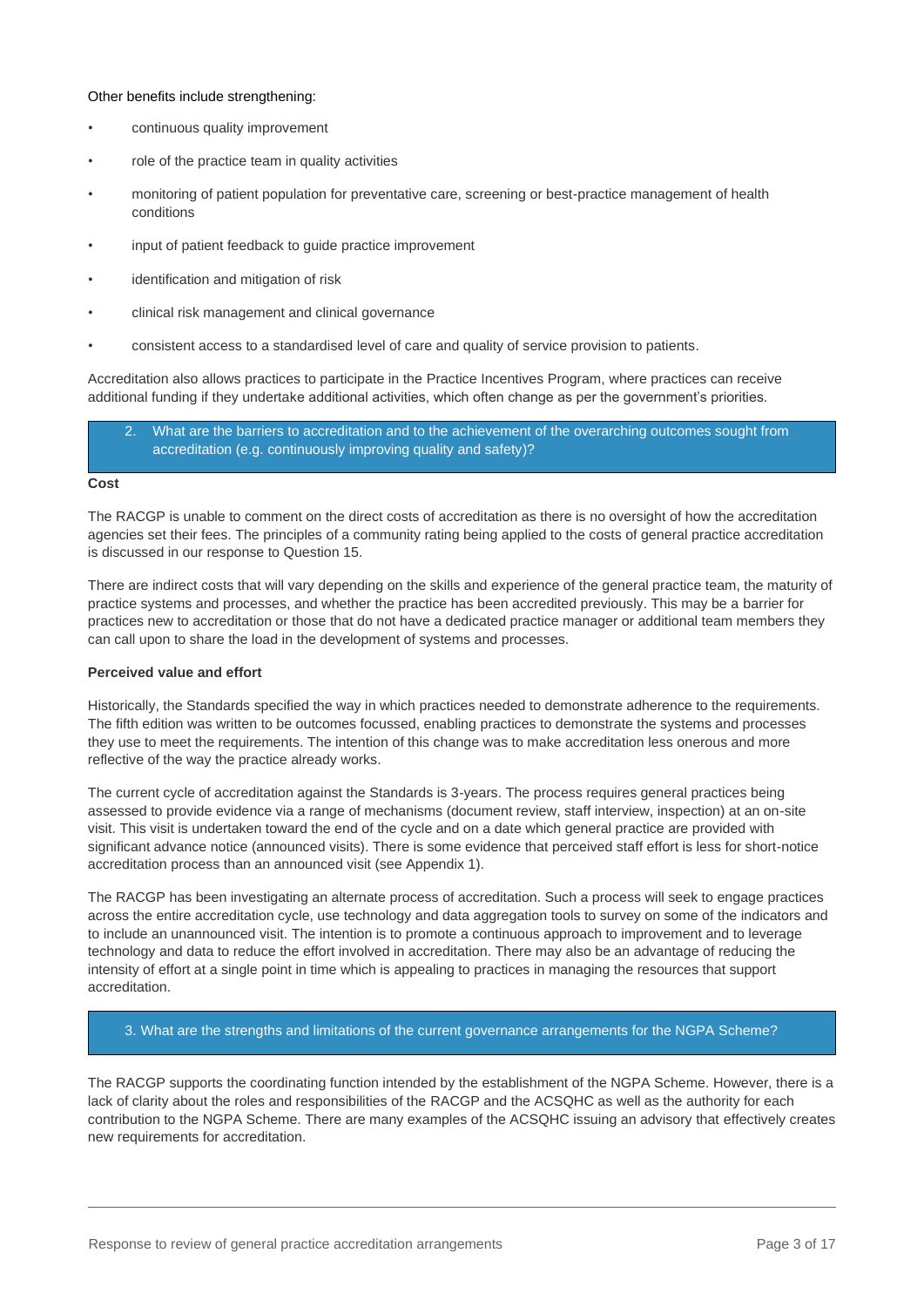Other benefits include strengthening:

- continuous quality improvement
- role of the practice team in quality activities
- monitoring of patient population for preventative care, screening or best-practice management of health conditions
- input of patient feedback to guide practice improvement
- identification and mitigation of risk
- clinical risk management and clinical governance
- consistent access to a standardised level of care and quality of service provision to patients.

Accreditation also allows practices to participate in the Practice Incentives Program, where practices can receive additional funding if they undertake additional activities, which often change as per the government's priorities.

### 2. What are the barriers to accreditation and to the achievement of the overarching outcomes sought from accreditation (e.g. continuously improving quality and safety)?

**Cost**

The RACGP is unable to comment on the direct costs of accreditation as there is no oversight of how the accreditation agencies set their fees. The principles of a community rating being applied to the costs of general practice accreditation is discussed in our response to Question 15.

There are indirect costs that will vary depending on the skills and experience of the general practice team, the maturity of practice systems and processes, and whether the practice has been accredited previously. This may be a barrier for practices new to accreditation or those that do not have a dedicated practice manager or additional team members they can call upon to share the load in the development of systems and processes.

**Perceived value and effort**

Historically, the Standards specified the way in which practices needed to demonstrate adherence to the requirements. The fifth edition was written to be outcomes focussed, enabling practices to demonstrate the systems and processes they use to meet the requirements. The intention of this change was to make accreditation less onerous and more reflective of the way the practice already works.

The current cycle of accreditation against the Standards is 3-years. The process requires general practices being assessed to provide evidence via a range of mechanisms (document review, staff interview, inspection) at an on-site visit. This visit is undertaken toward the end of the cycle and on a date which general practice are provided with significant advance notice (announced visits). There is some evidence that perceived staff effort is less for short-notice accreditation process than an announced visit (see Appendix 1).

The RACGP has been investigating an alternate process of accreditation. Such a process will seek to engage practices across the entire accreditation cycle, use technology and data aggregation tools to survey on some of the indicators and to include an unannounced visit. The intention is to promote a continuous approach to improvement and to leverage technology and data to reduce the effort involved in accreditation. There may also be an advantage of reducing the intensity of effort at a single point in time which is appealing to practices in managing the resources that support accreditation.

### 3. What are the strengths and limitations of the current governance arrangements for the NGPA Scheme?

The RACGP supports the coordinating function intended by the establishment of the NGPA Scheme. However, there is a lack of clarity about the roles and responsibilities of the RACGP and the ACSQHC as well as the authority for each contribution to the NGPA Scheme. There are many examples of the ACSQHC issuing an advisory that effectively creates new requirements for accreditation.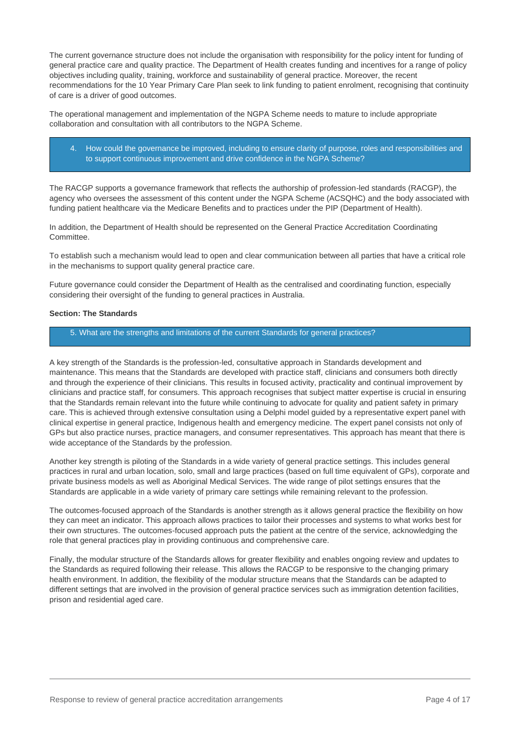The current governance structure does not include the organisation with responsibility for the policy intent for funding of general practice care and quality practice. The Department of Health creates funding and incentives for a range of policy objectives including quality, training, workforce and sustainability of general practice. Moreover, the recent recommendations for the 10 Year Primary Care Plan seek to link funding to patient enrolment, recognising that continuity of care is a driver of good outcomes.

The operational management and implementation of the NGPA Scheme needs to mature to include appropriate collaboration and consultation with all contributors to the NGPA Scheme.

> 4. How could the governance be improved, including to ensure clarity of purpose, roles and responsibilities and to support continuous improvement and drive confidence in the NGPA Scheme?

The RACGP supports a governance framework that reflects the authorship of profession-led standards (RACGP), the agency who oversees the assessment of this content under the NGPA Scheme (ACSQHC) and the body associated with funding patient healthcare via the Medicare Benefits and to practices under the PIP (Department of Health).

In addition, the Department of Health should be represented on the General Practice Accreditation Coordinating Committee.

To establish such a mechanism would lead to open and clear communication between all parties that have a critical role in the mechanisms to support quality general practice care.

Future governance could consider the Department of Health as the centralised and coordinating function, especially considering their oversight of the funding to general practices in Australia.

**Section: The Standards**

> 5. What are the strengths and limitations of the current Standards for general practices?

A key strength of the Standards is the profession-led, consultative approach in Standards development and maintenance. This means that the Standards are developed with practice staff, clinicians and consumers both directly and through the experience of their clinicians. This results in focused activity, practicality and continual improvement by clinicians and practice staff, for consumers. This approach recognises that subject matter expertise is crucial in ensuring that the Standards remain relevant into the future while continuing to advocate for quality and patient safety in primary care. This is achieved through extensive consultation using a Delphi model guided by a representative expert panel with clinical expertise in general practice, Indigenous health and emergency medicine. The expert panel consists not only of GPs but also practice nurses, practice managers, and consumer representatives. This approach has meant that there is wide acceptance of the Standards by the profession.

Another key strength is piloting of the Standards in a wide variety of general practice settings. This includes general practices in rural and urban location, solo, small and large practices (based on full time equivalent of GPs), corporate and private business models as well as Aboriginal Medical Services. The wide range of pilot settings ensures that the Standards are applicable in a wide variety of primary care settings while remaining relevant to the profession.

The outcomes-focused approach of the Standards is another strength as it allows general practice the flexibility on how they can meet an indicator. This approach allows practices to tailor their processes and systems to what works best for their own structures. The outcomes-focused approach puts the patient at the centre of the service, acknowledging the role that general practices play in providing continuous and comprehensive care.

Finally, the modular structure of the Standards allows for greater flexibility and enables ongoing review and updates to the Standards as required following their release. This allows the RACGP to be responsive to the changing primary health environment. In addition, the flexibility of the modular structure means that the Standards can be adapted to different settings that are involved in the provision of general practice services such as immigration detention facilities, prison and residential aged care.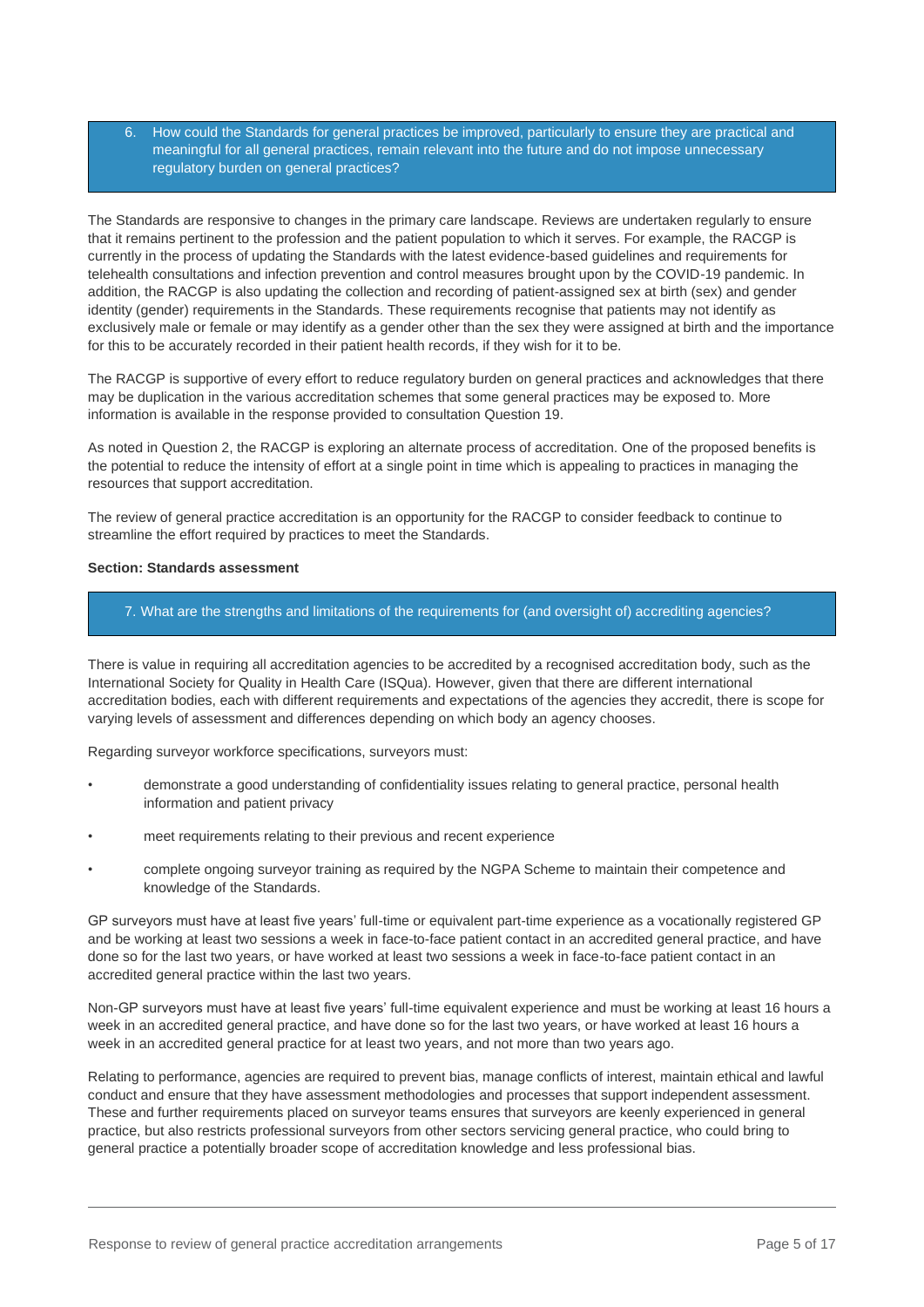> 6. How could the Standards for general practices be improved, particularly to ensure they are practical and meaningful for all general practices, remain relevant into the future and do not impose unnecessary regulatory burden on general practices?

The Standards are responsive to changes in the primary care landscape. Reviews are undertaken regularly to ensure that it remains pertinent to the profession and the patient population to which it serves. For example, the RACGP is currently in the process of updating the Standards with the latest evidence-based guidelines and requirements for telehealth consultations and infection prevention and control measures brought upon by the COVID-19 pandemic. In addition, the RACGP is also updating the collection and recording of patient-assigned sex at birth (sex) and gender identity (gender) requirements in the Standards. These requirements recognise that patients may not identify as exclusively male or female or may identify as a gender other than the sex they were assigned at birth and the importance for this to be accurately recorded in their patient health records, if they wish for it to be.

The RACGP is supportive of every effort to reduce regulatory burden on general practices and acknowledges that there may be duplication in the various accreditation schemes that some general practices may be exposed to. More information is available in the response provided to consultation Question 19.

As noted in Question 2, the RACGP is exploring an alternate process of accreditation. One of the proposed benefits is the potential to reduce the intensity of effort at a single point in time which is appealing to practices in managing the resources that support accreditation.

The review of general practice accreditation is an opportunity for the RACGP to consider feedback to continue to streamline the effort required by practices to meet the Standards.

**Section: Standards assessment**

> 7. What are the strengths and limitations of the requirements for (and oversight of) accrediting agencies?

There is value in requiring all accreditation agencies to be accredited by a recognised accreditation body, such as the International Society for Quality in Health Care (ISQua). However, given that there are different international accreditation bodies, each with different requirements and expectations of the agencies they accredit, there is scope for varying levels of assessment and differences depending on which body an agency chooses.

Regarding surveyor workforce specifications, surveyors must:

- demonstrate a good understanding of confidentiality issues relating to general practice, personal health information and patient privacy
- meet requirements relating to their previous and recent experience
- complete ongoing surveyor training as required by the NGPA Scheme to maintain their competence and knowledge of the Standards.

GP surveyors must have at least five years' full-time or equivalent part-time experience as a vocationally registered GP and be working at least two sessions a week in face-to-face patient contact in an accredited general practice, and have done so for the last two years, or have worked at least two sessions a week in face-to-face patient contact in an accredited general practice within the last two years.

Non-GP surveyors must have at least five years' full-time equivalent experience and must be working at least 16 hours a week in an accredited general practice, and have done so for the last two years, or have worked at least 16 hours a week in an accredited general practice for at least two years, and not more than two years ago.

Relating to performance, agencies are required to prevent bias, manage conflicts of interest, maintain ethical and lawful conduct and ensure that they have assessment methodologies and processes that support independent assessment. These and further requirements placed on surveyor teams ensures that surveyors are keenly experienced in general practice, but also restricts professional surveyors from other sectors servicing general practice, who could bring to general practice a potentially broader scope of accreditation knowledge and less professional bias.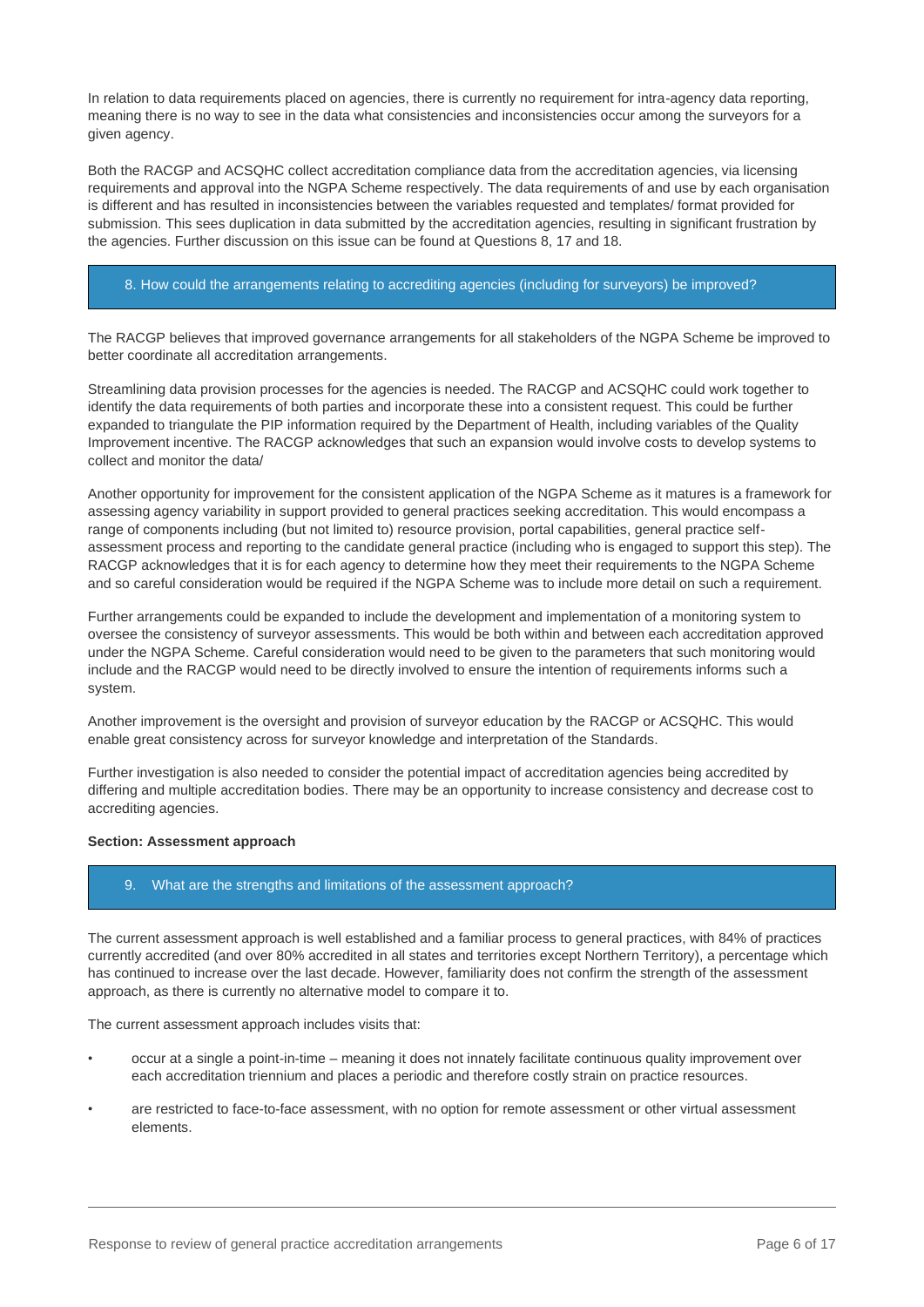In relation to data requirements placed on agencies, there is currently no requirement for intra-agency data reporting, meaning there is no way to see in the data what consistencies and inconsistencies occur among the surveyors for a given agency.

Both the RACGP and ACSQHC collect accreditation compliance data from the accreditation agencies, via licensing requirements and approval into the NGPA Scheme respectively. The data requirements of and use by each organisation is different and has resulted in inconsistencies between the variables requested and templates/ format provided for submission. This sees duplication in data submitted by the accreditation agencies, resulting in significant frustration by the agencies. Further discussion on this issue can be found at Questions 8, 17 and 18.

### 8. How could the arrangements relating to accrediting agencies (including for surveyors) be improved?

The RACGP believes that improved governance arrangements for all stakeholders of the NGPA Scheme be improved to better coordinate all accreditation arrangements.

Streamlining data provision processes for the agencies is needed. The RACGP and ACSQHC could work together to identify the data requirements of both parties and incorporate these into a consistent request. This could be further expanded to triangulate the PIP information required by the Department of Health, including variables of the Quality Improvement incentive. The RACGP acknowledges that such an expansion would involve costs to develop systems to collect and monitor the data/

Another opportunity for improvement for the consistent application of the NGPA Scheme as it matures is a framework for assessing agency variability in support provided to general practices seeking accreditation. This would encompass a range of components including (but not limited to) resource provision, portal capabilities, general practice self-assessment process and reporting to the candidate general practice (including who is engaged to support this step). The RACGP acknowledges that it is for each agency to determine how they meet their requirements to the NGPA Scheme and so careful consideration would be required if the NGPA Scheme was to include more detail on such a requirement.

Further arrangements could be expanded to include the development and implementation of a monitoring system to oversee the consistency of surveyor assessments. This would be both within and between each accreditation approved under the NGPA Scheme. Careful consideration would need to be given to the parameters that such monitoring would include and the RACGP would need to be directly involved to ensure the intention of requirements informs such a system.

Another improvement is the oversight and provision of surveyor education by the RACGP or ACSQHC. This would enable great consistency across for surveyor knowledge and interpretation of the Standards.

Further investigation is also needed to consider the potential impact of accreditation agencies being accredited by differing and multiple accreditation bodies. There may be an opportunity to increase consistency and decrease cost to accrediting agencies.

**Section: Assessment approach**

### 9. What are the strengths and limitations of the assessment approach?

The current assessment approach is well established and a familiar process to general practices, with 84% of practices currently accredited (and over 80% accredited in all states and territories except Northern Territory), a percentage which has continued to increase over the last decade. However, familiarity does not confirm the strength of the assessment approach, as there is currently no alternative model to compare it to.

The current assessment approach includes visits that:

- occur at a single point-in-time – meaning it does not innately facilitate continuous quality improvement over each accreditation triennium and places a periodic and therefore costly strain on practice resources.
- are restricted to face-to-face assessment, with no option for remote assessment or other virtual assessment elements.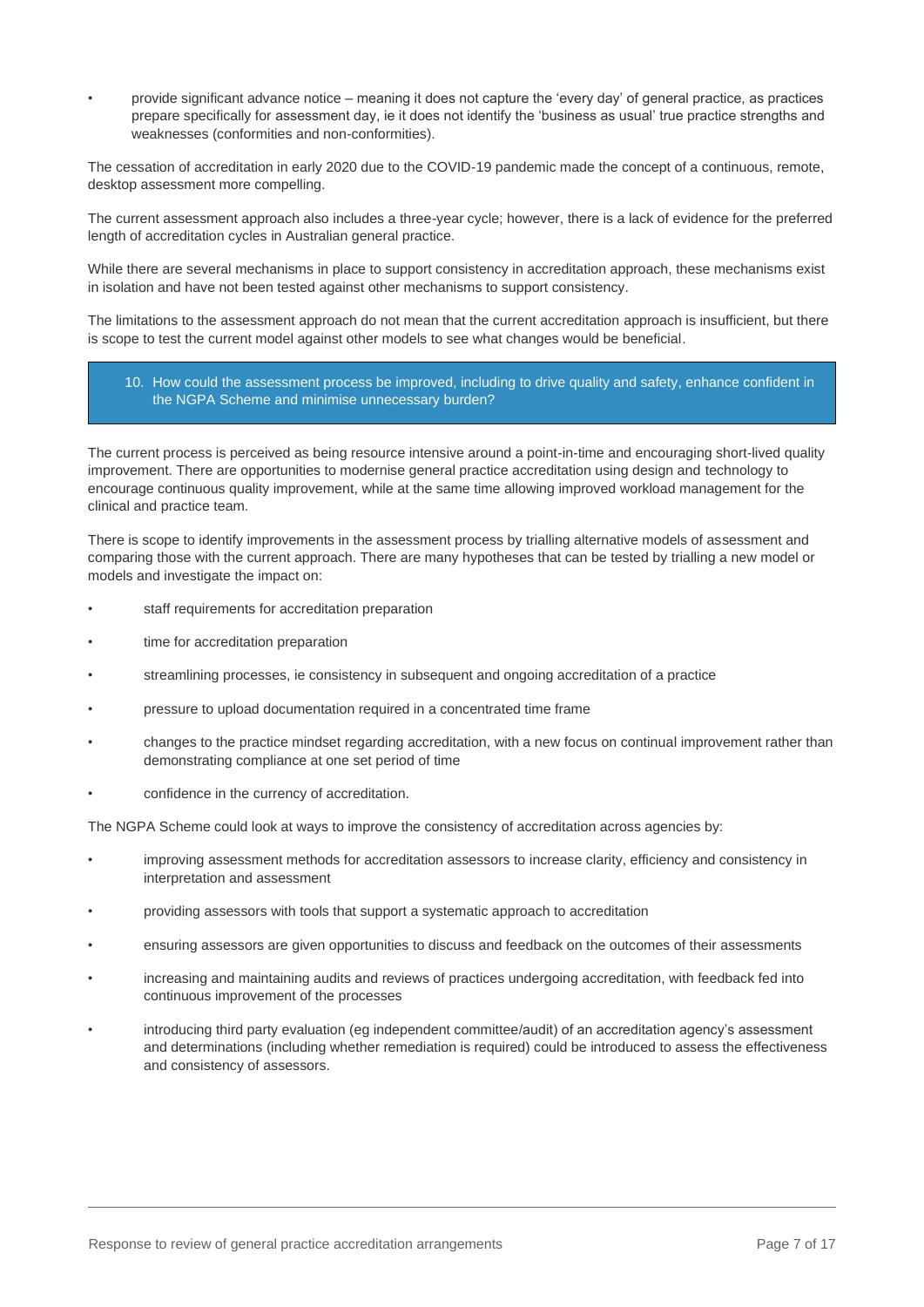- provide significant advance notice – meaning it does not capture the 'every day' of general practice, as practices prepare specifically for assessment day, ie it does not identify the 'business as usual' true practice strengths and weaknesses (conformities and non-conformities).

The cessation of accreditation in early 2020 due to the COVID-19 pandemic made the concept of a continuous, remote, desktop assessment more compelling.

The current assessment approach also includes a three-year cycle; however, there is a lack of evidence for the preferred length of accreditation cycles in Australian general practice.

While there are several mechanisms in place to support consistency in accreditation approach, these mechanisms exist in isolation and have not been tested against other mechanisms to support consistency.

The limitations to the assessment approach do not mean that the current accreditation approach is insufficient, but there is scope to test the current model against other models to see what changes would be beneficial.

> 10. How could the assessment process be improved, including to drive quality and safety, enhance confident in the NGPA Scheme and minimise unnecessary burden?

The current process is perceived as being resource intensive around a point-in-time and encouraging short-lived quality improvement. There are opportunities to modernise general practice accreditation using design and technology to encourage continuous quality improvement, while at the same time allowing improved workload management for the clinical and practice team.

There is scope to identify improvements in the assessment process by trialling alternative models of assessment and comparing those with the current approach. There are many hypotheses that can be tested by trialling a new model or models and investigate the impact on:

- staff requirements for accreditation preparation
- time for accreditation preparation
- streamlining processes, ie consistency in subsequent and ongoing accreditation of a practice
- pressure to upload documentation required in a concentrated time frame
- changes to the practice mindset regarding accreditation, with a new focus on continual improvement rather than demonstrating compliance at one set period of time
- confidence in the currency of accreditation.

The NGPA Scheme could look at ways to improve the consistency of accreditation across agencies by:

- improving assessment methods for accreditation assessors to increase clarity, efficiency and consistency in interpretation and assessment
- providing assessors with tools that support a systematic approach to accreditation
- ensuring assessors are given opportunities to discuss and feedback on the outcomes of their assessments
- increasing and maintaining audits and reviews of practices undergoing accreditation, with feedback fed into continuous improvement of the processes
- introducing third party evaluation (eg independent committee/audit) of an accreditation agency's assessment and determinations (including whether remediation is required) could be introduced to assess the effectiveness and consistency of assessors.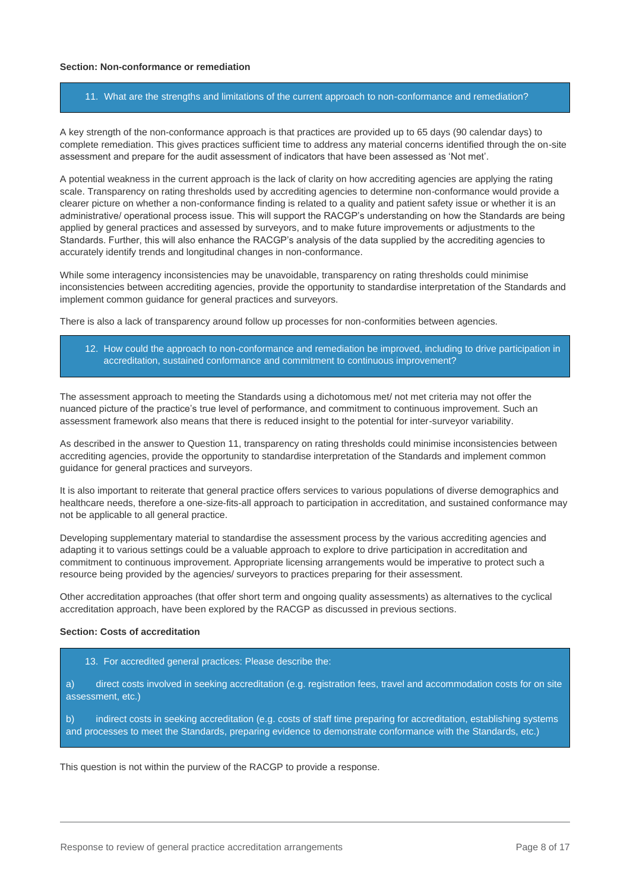**Section: Non-conformance or remediation**

> 11. What are the strengths and limitations of the current approach to non-conformance and remediation?

A key strength of the non-conformance approach is that practices are provided up to 65 days (90 calendar days) to complete remediation. This gives practices sufficient time to address any material concerns identified through the on-site assessment and prepare for the audit assessment of indicators that have been assessed as 'Not met'.

A potential weakness in the current approach is the lack of clarity on how accrediting agencies are applying the rating scale. Transparency on rating thresholds used by accrediting agencies to determine non-conformance would provide a clearer picture on whether a non-conformance finding is related to a quality and patient safety issue or whether it is an administrative/ operational process issue. This will support the RACGP's understanding on how the Standards are being applied by general practices and assessed by surveyors, and to make future improvements or adjustments to the Standards. Further, this will also enhance the RACGP's analysis of the data supplied by the accrediting agencies to accurately identify trends and longitudinal changes in non-conformance.

While some interagency inconsistencies may be unavoidable, transparency on rating thresholds could minimise inconsistencies between accrediting agencies, provide the opportunity to standardise interpretation of the Standards and implement common guidance for general practices and surveyors.

There is also a lack of transparency around follow up processes for non-conformities between agencies.

> 12. How could the approach to non-conformance and remediation be improved, including to drive participation in accreditation, sustained conformance and commitment to continuous improvement?

The assessment approach to meeting the Standards using a dichotomous met/ not met criteria may not offer the nuanced picture of the practice's true level of performance, and commitment to continuous improvement. Such an assessment framework also means that there is reduced insight to the potential for inter-surveyor variability.

As described in the answer to Question 11, transparency on rating thresholds could minimise inconsistencies between accrediting agencies, provide the opportunity to standardise interpretation of the Standards and implement common guidance for general practices and surveyors.

It is also important to reiterate that general practice offers services to various populations of diverse demographics and healthcare needs, therefore a one-size-fits-all approach to participation in accreditation, and sustained conformance may not be applicable to all general practice.

Developing supplementary material to standardise the assessment process by the various accrediting agencies and adapting it to various settings could be a valuable approach to explore to drive participation in accreditation and commitment to continuous improvement. Appropriate licensing arrangements would be imperative to protect such a resource being provided by the agencies/ surveyors to practices preparing for their assessment.

Other accreditation approaches (that offer short term and ongoing quality assessments) as alternatives to the cyclical accreditation approach, have been explored by the RACGP as discussed in previous sections.

**Section: Costs of accreditation**

> 13. For accredited general practices: Please describe the:
>
> a) direct costs involved in seeking accreditation (e.g. registration fees, travel and accommodation costs for on site assessment, etc.)
>
> b) indirect costs in seeking accreditation (e.g. costs of staff time preparing for accreditation, establishing systems and processes to meet the Standards, preparing evidence to demonstrate conformance with the Standards, etc.)

This question is not within the purview of the RACGP to provide a response.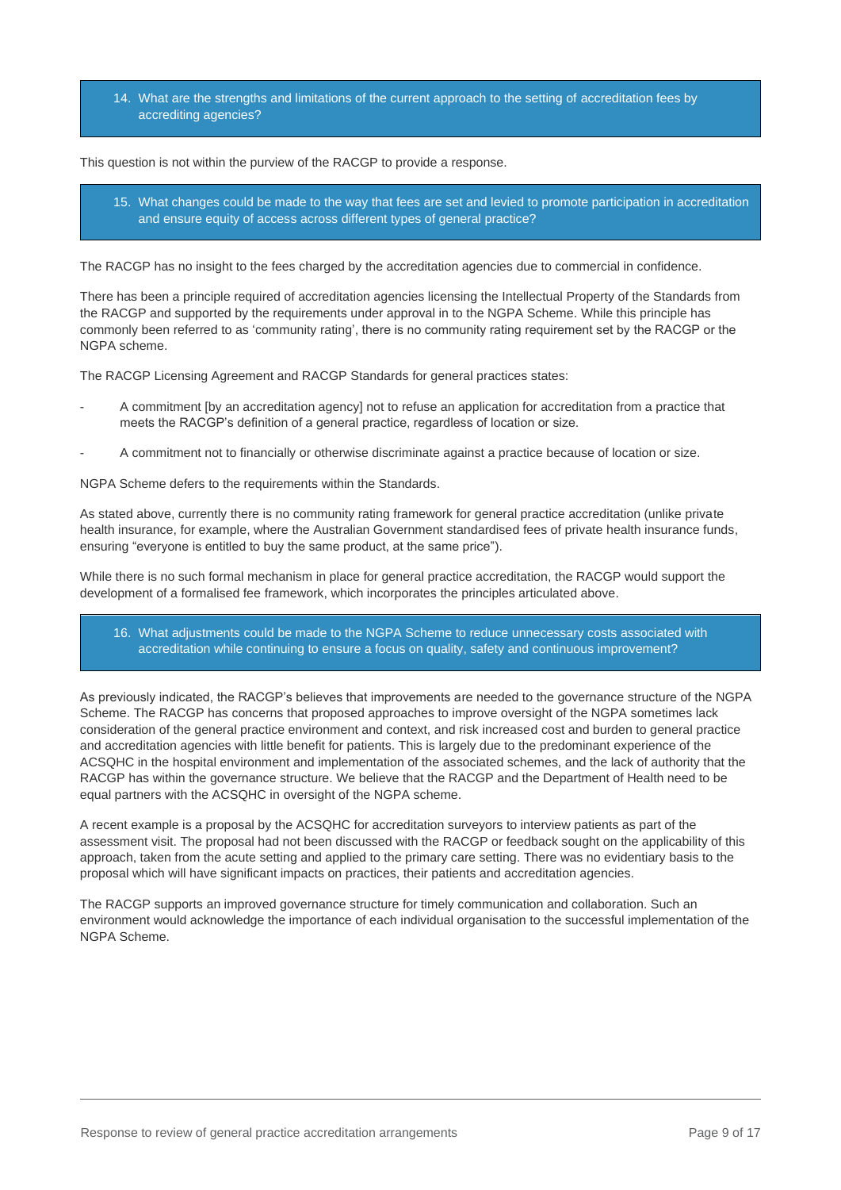### 14. What are the strengths and limitations of the current approach to the setting of accreditation fees by accrediting agencies?

This question is not within the purview of the RACGP to provide a response.

### 15. What changes could be made to the way that fees are set and levied to promote participation in accreditation and ensure equity of access across different types of general practice?

The RACGP has no insight to the fees charged by the accreditation agencies due to commercial in confidence.

There has been a principle required of accreditation agencies licensing the Intellectual Property of the Standards from the RACGP and supported by the requirements under approval in to the NGPA Scheme. While this principle has commonly been referred to as 'community rating', there is no community rating requirement set by the RACGP or the NGPA scheme.

The RACGP Licensing Agreement and RACGP Standards for general practices states:

- A commitment [by an accreditation agency] not to refuse an application for accreditation from a practice that meets the RACGP's definition of a general practice, regardless of location or size.
- A commitment not to financially or otherwise discriminate against a practice because of location or size.

NGPA Scheme defers to the requirements within the Standards.

As stated above, currently there is no community rating framework for general practice accreditation (unlike private health insurance, for example, where the Australian Government standardised fees of private health insurance funds, ensuring "everyone is entitled to buy the same product, at the same price").

While there is no such formal mechanism in place for general practice accreditation, the RACGP would support the development of a formalised fee framework, which incorporates the principles articulated above.

### 16. What adjustments could be made to the NGPA Scheme to reduce unnecessary costs associated with accreditation while continuing to ensure a focus on quality, safety and continuous improvement?

As previously indicated, the RACGP's believes that improvements are needed to the governance structure of the NGPA Scheme. The RACGP has concerns that proposed approaches to improve oversight of the NGPA sometimes lack consideration of the general practice environment and context, and risk increased cost and burden to general practice and accreditation agencies with little benefit for patients. This is largely due to the predominant experience of the ACSQHC in the hospital environment and implementation of the associated schemes, and the lack of authority that the RACGP has within the governance structure. We believe that the RACGP and the Department of Health need to be equal partners with the ACSQHC in oversight of the NGPA scheme.

A recent example is a proposal by the ACSQHC for accreditation surveyors to interview patients as part of the assessment visit. The proposal had not been discussed with the RACGP or feedback sought on the applicability of this approach, taken from the acute setting and applied to the primary care setting. There was no evidentiary basis to the proposal which will have significant impacts on practices, their patients and accreditation agencies.

The RACGP supports an improved governance structure for timely communication and collaboration. Such an environment would acknowledge the importance of each individual organisation to the successful implementation of the NGPA Scheme.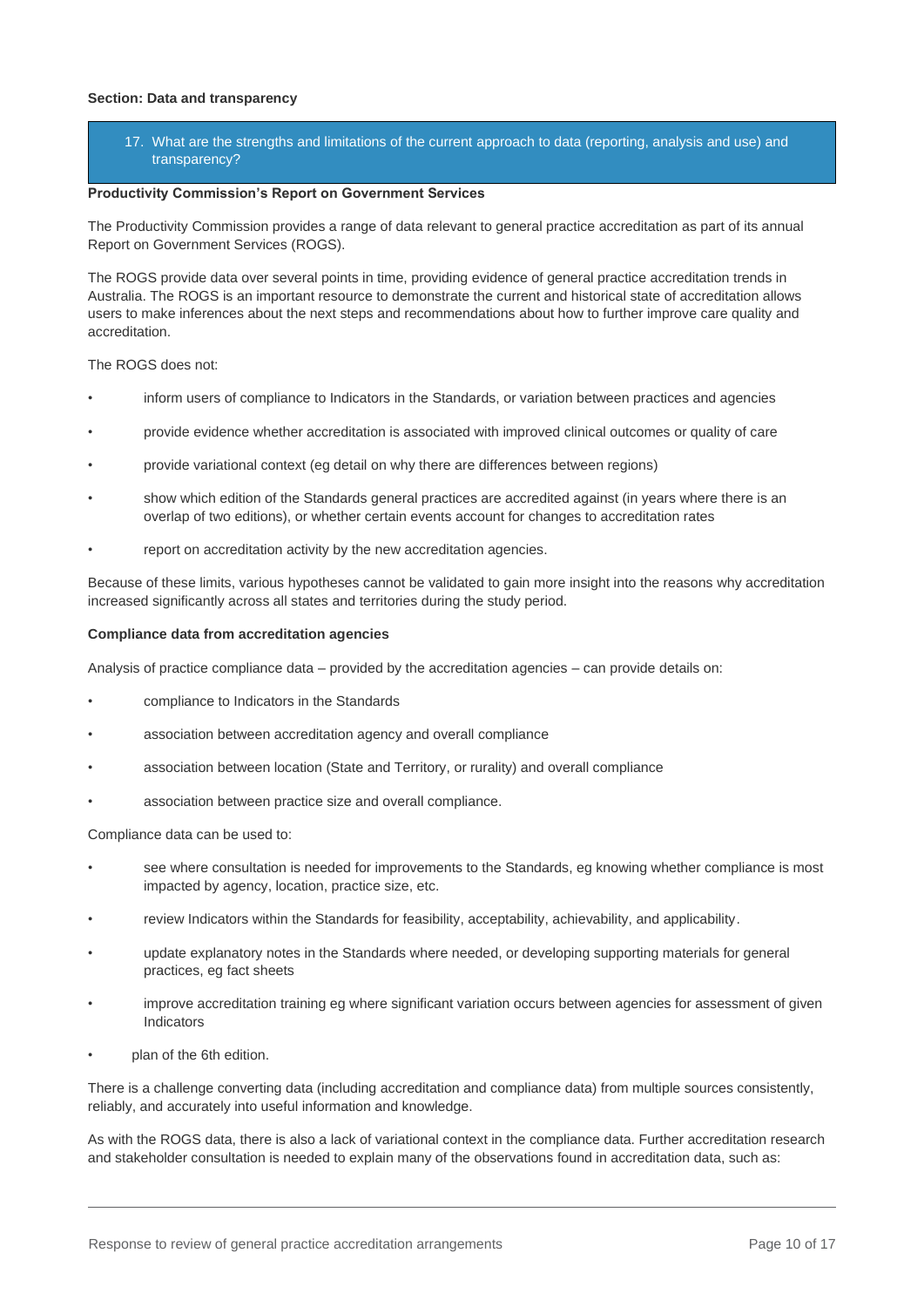**Section: Data and transparency**

17. What are the strengths and limitations of the current approach to data (reporting, analysis and use) and transparency?

**Productivity Commission's Report on Government Services**

The Productivity Commission provides a range of data relevant to general practice accreditation as part of its annual Report on Government Services (ROGS).

The ROGS provide data over several points in time, providing evidence of general practice accreditation trends in Australia. The ROGS is an important resource to demonstrate the current and historical state of accreditation allows users to make inferences about the next steps and recommendations about how to further improve care quality and accreditation.

The ROGS does not:

- inform users of compliance to Indicators in the Standards, or variation between practices and agencies
- provide evidence whether accreditation is associated with improved clinical outcomes or quality of care
- provide variational context (eg detail on why there are differences between regions)
- show which edition of the Standards general practices are accredited against (in years where there is an overlap of two editions), or whether certain events account for changes to accreditation rates
- report on accreditation activity by the new accreditation agencies.

Because of these limits, various hypotheses cannot be validated to gain more insight into the reasons why accreditation increased significantly across all states and territories during the study period.

**Compliance data from accreditation agencies**

Analysis of practice compliance data – provided by the accreditation agencies – can provide details on:

- compliance to Indicators in the Standards
- association between accreditation agency and overall compliance
- association between location (State and Territory, or rurality) and overall compliance
- association between practice size and overall compliance.

Compliance data can be used to:

- see where consultation is needed for improvements to the Standards, eg knowing whether compliance is most impacted by agency, location, practice size, etc.
- review Indicators within the Standards for feasibility, acceptability, achievability, and applicability.
- update explanatory notes in the Standards where needed, or developing supporting materials for general practices, eg fact sheets
- improve accreditation training eg where significant variation occurs between agencies for assessment of given Indicators
- plan of the 6th edition.

There is a challenge converting data (including accreditation and compliance data) from multiple sources consistently, reliably, and accurately into useful information and knowledge.

As with the ROGS data, there is also a lack of variational context in the compliance data. Further accreditation research and stakeholder consultation is needed to explain many of the observations found in accreditation data, such as: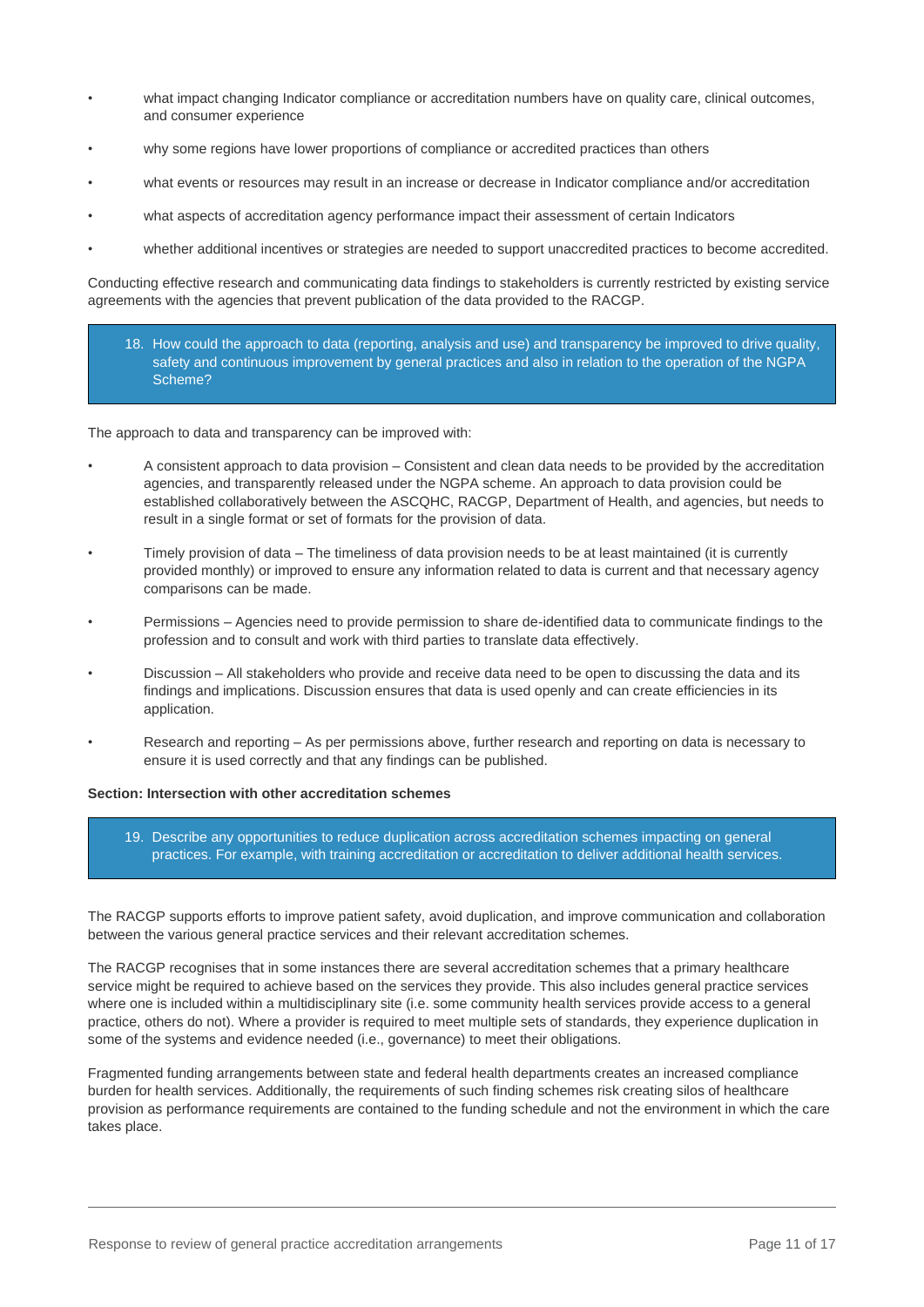- what impact changing Indicator compliance or accreditation numbers have on quality care, clinical outcomes, and consumer experience
- why some regions have lower proportions of compliance or accredited practices than others
- what events or resources may result in an increase or decrease in Indicator compliance and/or accreditation
- what aspects of accreditation agency performance impact their assessment of certain Indicators
- whether additional incentives or strategies are needed to support unaccredited practices to become accredited.

Conducting effective research and communicating data findings to stakeholders is currently restricted by existing service agreements with the agencies that prevent publication of the data provided to the RACGP.

> 18. How could the approach to data (reporting, analysis and use) and transparency be improved to drive quality, safety and continuous improvement by general practices and also in relation to the operation of the NGPA Scheme?

The approach to data and transparency can be improved with:

- A consistent approach to data provision – Consistent and clean data needs to be provided by the accreditation agencies, and transparently released under the NGPA scheme. An approach to data provision could be established collaboratively between the ASCQHC, RACGP, Department of Health, and agencies, but needs to result in a single format or set of formats for the provision of data.
- Timely provision of data – The timeliness of data provision needs to be at least maintained (it is currently provided monthly) or improved to ensure any information related to data is current and that necessary agency comparisons can be made.
- Permissions – Agencies need to provide permission to share de-identified data to communicate findings to the profession and to consult and work with third parties to translate data effectively.
- Discussion – All stakeholders who provide and receive data need to be open to discussing the data and its findings and implications. Discussion ensures that data is used openly and can create efficiencies in its application.
- Research and reporting – As per permissions above, further research and reporting on data is necessary to ensure it is used correctly and that any findings can be published.

**Section: Intersection with other accreditation schemes**

> 19. Describe any opportunities to reduce duplication across accreditation schemes impacting on general practices. For example, with training accreditation or accreditation to deliver additional health services.

The RACGP supports efforts to improve patient safety, avoid duplication, and improve communication and collaboration between the various general practice services and their relevant accreditation schemes.

The RACGP recognises that in some instances there are several accreditation schemes that a primary healthcare service might be required to achieve based on the services they provide. This also includes general practice services where one is included within a multidisciplinary site (i.e. some community health services provide access to a general practice, others do not). Where a provider is required to meet multiple sets of standards, they experience duplication in some of the systems and evidence needed (i.e., governance) to meet their obligations.

Fragmented funding arrangements between state and federal health departments creates an increased compliance burden for health services. Additionally, the requirements of such finding schemes risk creating silos of healthcare provision as performance requirements are contained to the funding schedule and not the environment in which the care takes place.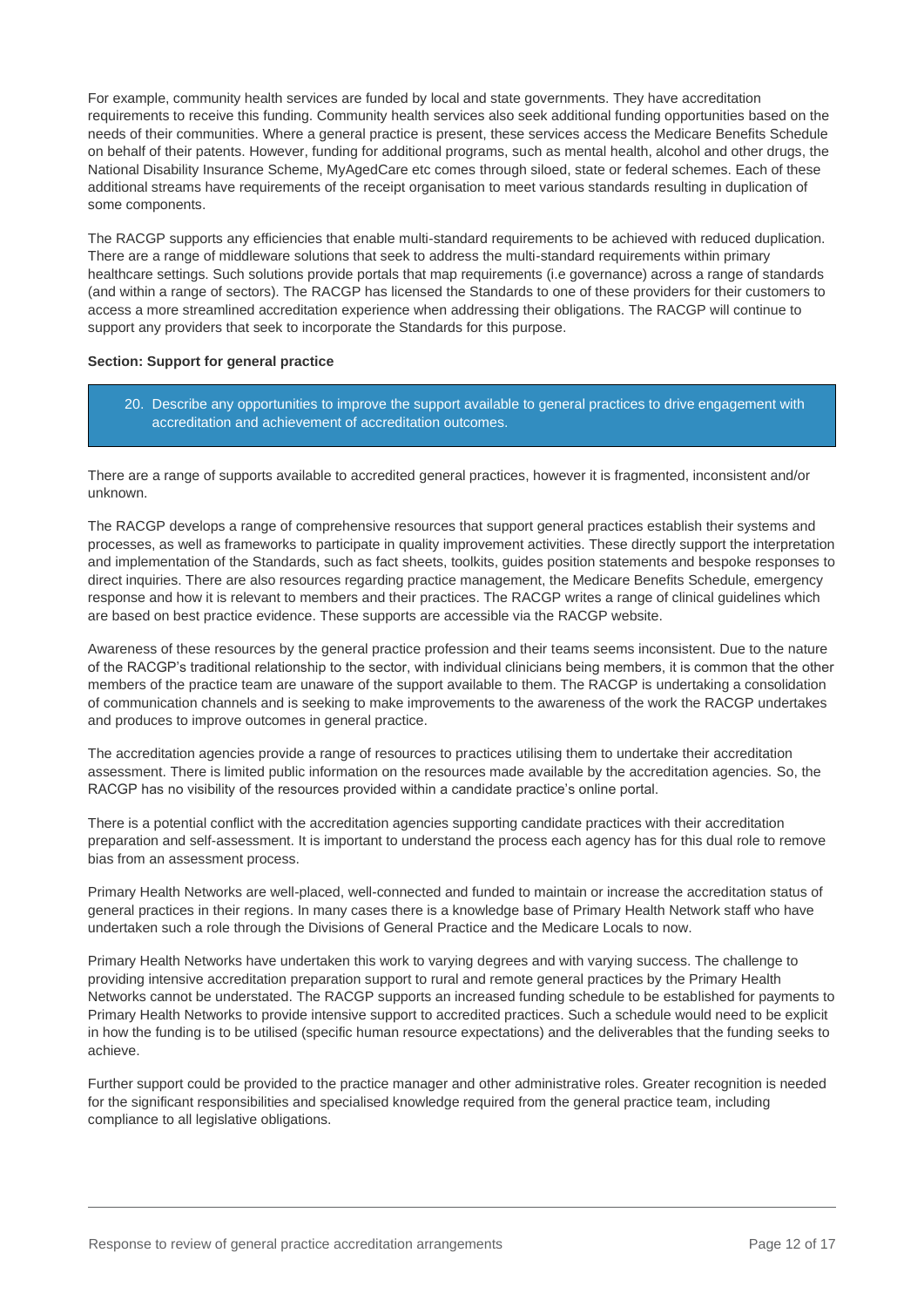For example, community health services are funded by local and state governments. They have accreditation requirements to receive this funding. Community health services also seek additional funding opportunities based on the needs of their communities. Where a general practice is present, these services access the Medicare Benefits Schedule on behalf of their patents. However, funding for additional programs, such as mental health, alcohol and other drugs, the National Disability Insurance Scheme, MyAgedCare etc comes through siloed, state or federal schemes. Each of these additional streams have requirements of the receipt organisation to meet various standards resulting in duplication of some components.

The RACGP supports any efficiencies that enable multi-standard requirements to be achieved with reduced duplication. There are a range of middleware solutions that seek to address the multi-standard requirements within primary healthcare settings. Such solutions provide portals that map requirements (i.e governance) across a range of standards (and within a range of sectors). The RACGP has licensed the Standards to one of these providers for their customers to access a more streamlined accreditation experience when addressing their obligations. The RACGP will continue to support any providers that seek to incorporate the Standards for this purpose.

**Section: Support for general practice**

> 20. Describe any opportunities to improve the support available to general practices to drive engagement with accreditation and achievement of accreditation outcomes.

There are a range of supports available to accredited general practices, however it is fragmented, inconsistent and/or unknown.

The RACGP develops a range of comprehensive resources that support general practices establish their systems and processes, as well as frameworks to participate in quality improvement activities. These directly support the interpretation and implementation of the Standards, such as fact sheets, toolkits, guides position statements and bespoke responses to direct inquiries. There are also resources regarding practice management, the Medicare Benefits Schedule, emergency response and how it is relevant to members and their practices. The RACGP writes a range of clinical guidelines which are based on best practice evidence. These supports are accessible via the RACGP website.

Awareness of these resources by the general practice profession and their teams seems inconsistent. Due to the nature of the RACGP's traditional relationship to the sector, with individual clinicians being members, it is common that the other members of the practice team are unaware of the support available to them. The RACGP is undertaking a consolidation of communication channels and is seeking to make improvements to the awareness of the work the RACGP undertakes and produces to improve outcomes in general practice.

The accreditation agencies provide a range of resources to practices utilising them to undertake their accreditation assessment. There is limited public information on the resources made available by the accreditation agencies. So, the RACGP has no visibility of the resources provided within a candidate practice's online portal.

There is a potential conflict with the accreditation agencies supporting candidate practices with their accreditation preparation and self-assessment. It is important to understand the process each agency has for this dual role to remove bias from an assessment process.

Primary Health Networks are well-placed, well-connected and funded to maintain or increase the accreditation status of general practices in their regions. In many cases there is a knowledge base of Primary Health Network staff who have undertaken such a role through the Divisions of General Practice and the Medicare Locals to now.

Primary Health Networks have undertaken this work to varying degrees and with varying success. The challenge to providing intensive accreditation preparation support to rural and remote general practices by the Primary Health Networks cannot be understated. The RACGP supports an increased funding schedule to be established for payments to Primary Health Networks to provide intensive support to accredited practices. Such a schedule would need to be explicit in how the funding is to be utilised (specific human resource expectations) and the deliverables that the funding seeks to achieve.

Further support could be provided to the practice manager and other administrative roles. Greater recognition is needed for the significant responsibilities and specialised knowledge required from the general practice team, including compliance to all legislative obligations.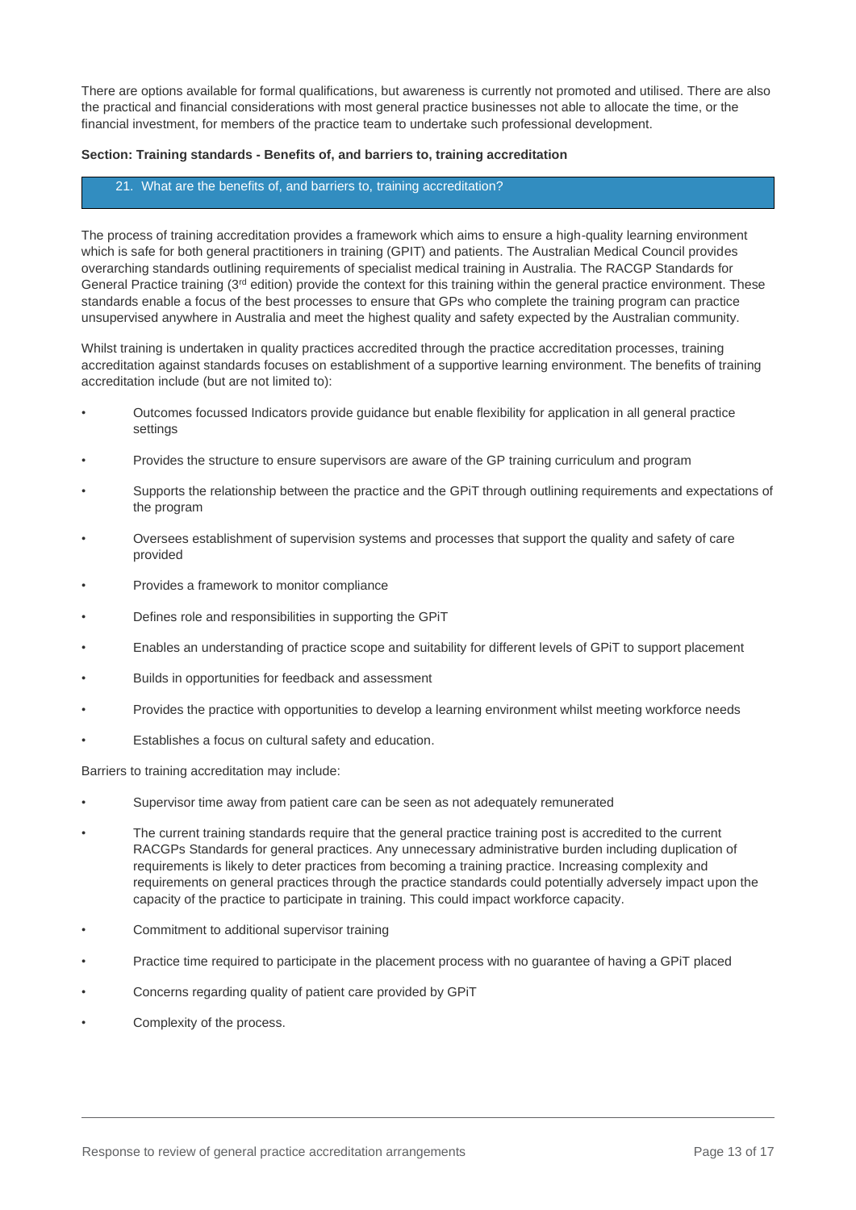There are options available for formal qualifications, but awareness is currently not promoted and utilised. There are also the practical and financial considerations with most general practice businesses not able to allocate the time, or the financial investment, for members of the practice team to undertake such professional development.

**Section: Training standards - Benefits of, and barriers to, training accreditation**

### 21. What are the benefits of, and barriers to, training accreditation?

The process of training accreditation provides a framework which aims to ensure a high-quality learning environment which is safe for both general practitioners in training (GPIT) and patients. The Australian Medical Council provides overarching standards outlining requirements of specialist medical training in Australia. The RACGP Standards for General Practice training (3rd edition) provide the context for this training within the general practice environment. These standards enable a focus of the best processes to ensure that GPs who complete the training program can practice unsupervised anywhere in Australia and meet the highest quality and safety expected by the Australian community.

Whilst training is undertaken in quality practices accredited through the practice accreditation processes, training accreditation against standards focuses on establishment of a supportive learning environment. The benefits of training accreditation include (but are not limited to):

- Outcomes focussed Indicators provide guidance but enable flexibility for application in all general practice settings
- Provides the structure to ensure supervisors are aware of the GP training curriculum and program
- Supports the relationship between the practice and the GPiT through outlining requirements and expectations of the program
- Oversees establishment of supervision systems and processes that support the quality and safety of care provided
- Provides a framework to monitor compliance
- Defines role and responsibilities in supporting the GPiT
- Enables an understanding of practice scope and suitability for different levels of GPiT to support placement
- Builds in opportunities for feedback and assessment
- Provides the practice with opportunities to develop a learning environment whilst meeting workforce needs
- Establishes a focus on cultural safety and education.

Barriers to training accreditation may include:

- Supervisor time away from patient care can be seen as not adequately remunerated
- The current training standards require that the general practice training post is accredited to the current RACGPs Standards for general practices. Any unnecessary administrative burden including duplication of requirements is likely to deter practices from becoming a training practice. Increasing complexity and requirements on general practices through the practice standards could potentially adversely impact upon the capacity of the practice to participate in training. This could impact workforce capacity.
- Commitment to additional supervisor training
- Practice time required to participate in the placement process with no guarantee of having a GPiT placed
- Concerns regarding quality of patient care provided by GPiT
- Complexity of the process.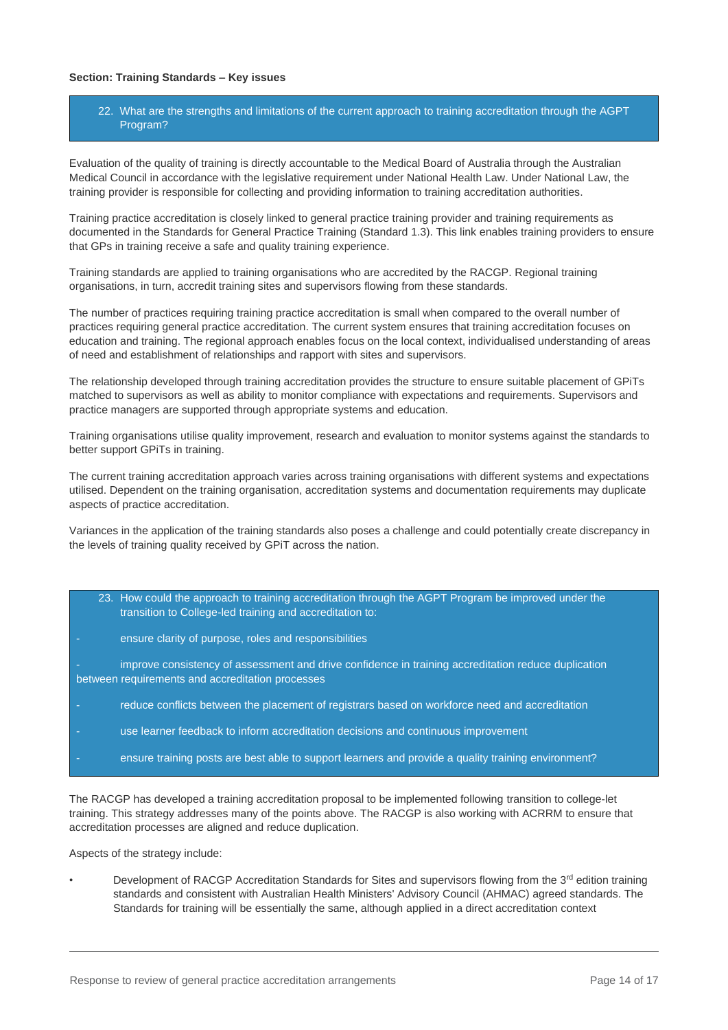**Section: Training Standards – Key issues**

22. What are the strengths and limitations of the current approach to training accreditation through the AGPT Program?

Evaluation of the quality of training is directly accountable to the Medical Board of Australia through the Australian Medical Council in accordance with the legislative requirement under National Health Law. Under National Law, the training provider is responsible for collecting and providing information to training accreditation authorities.

Training practice accreditation is closely linked to general practice training provider and training requirements as documented in the Standards for General Practice Training (Standard 1.3). This link enables training providers to ensure that GPs in training receive a safe and quality training experience.

Training standards are applied to training organisations who are accredited by the RACGP. Regional training organisations, in turn, accredit training sites and supervisors flowing from these standards.

The number of practices requiring training practice accreditation is small when compared to the overall number of practices requiring general practice accreditation. The current system ensures that training accreditation focuses on education and training. The regional approach enables focus on the local context, individualised understanding of areas of need and establishment of relationships and rapport with sites and supervisors.

The relationship developed through training accreditation provides the structure to ensure suitable placement of GPiTs matched to supervisors as well as ability to monitor compliance with expectations and requirements. Supervisors and practice managers are supported through appropriate systems and education.

Training organisations utilise quality improvement, research and evaluation to monitor systems against the standards to better support GPiTs in training.

The current training accreditation approach varies across training organisations with different systems and expectations utilised. Dependent on the training organisation, accreditation systems and documentation requirements may duplicate aspects of practice accreditation.

Variances in the application of the training standards also poses a challenge and could potentially create discrepancy in the levels of training quality received by GPiT across the nation.

23. How could the approach to training accreditation through the AGPT Program be improved under the transition to College-led training and accreditation to:

- ensure clarity of purpose, roles and responsibilities
- improve consistency of assessment and drive confidence in training accreditation reduce duplication between requirements and accreditation processes
- reduce conflicts between the placement of registrars based on workforce need and accreditation
- use learner feedback to inform accreditation decisions and continuous improvement
- ensure training posts are best able to support learners and provide a quality training environment?

The RACGP has developed a training accreditation proposal to be implemented following transition to college-let training. This strategy addresses many of the points above. The RACGP is also working with ACRRM to ensure that accreditation processes are aligned and reduce duplication.

Aspects of the strategy include:

- Development of RACGP Accreditation Standards for Sites and supervisors flowing from the 3rd edition training standards and consistent with Australian Health Ministers' Advisory Council (AHMAC) agreed standards. The Standards for training will be essentially the same, although applied in a direct accreditation context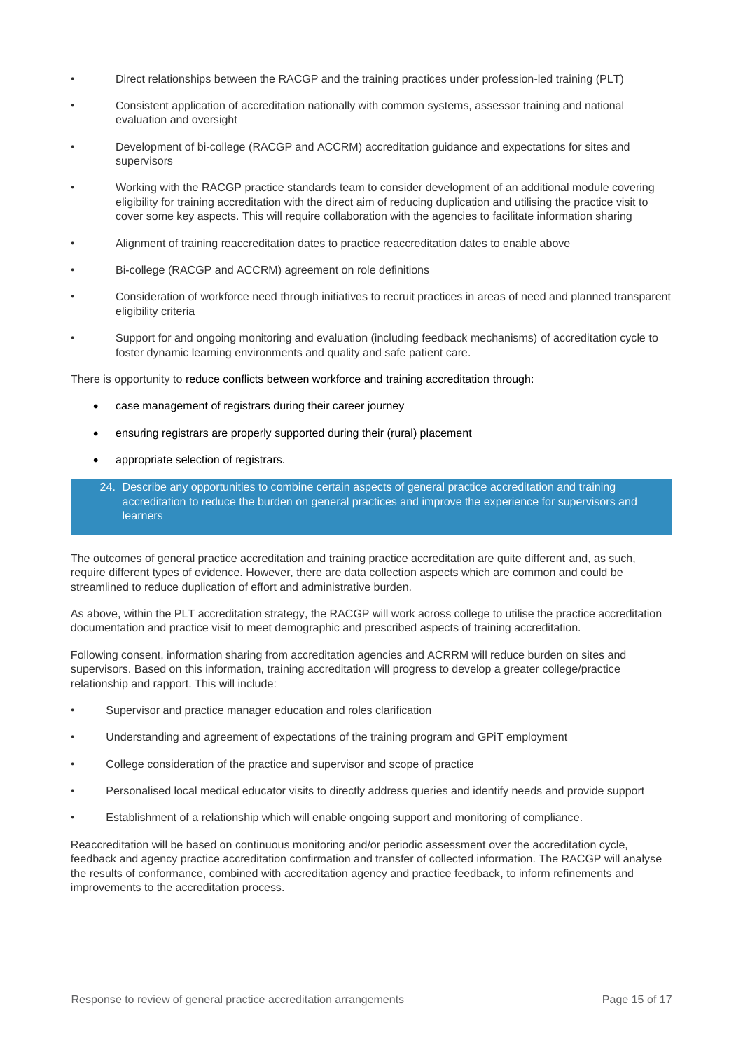- Direct relationships between the RACGP and the training practices under profession-led training (PLT)
- Consistent application of accreditation nationally with common systems, assessor training and national evaluation and oversight
- Development of bi-college (RACGP and ACCRM) accreditation guidance and expectations for sites and supervisors
- Working with the RACGP practice standards team to consider development of an additional module covering eligibility for training accreditation with the direct aim of reducing duplication and utilising the practice visit to cover some key aspects. This will require collaboration with the agencies to facilitate information sharing
- Alignment of training reaccreditation dates to practice reaccreditation dates to enable above
- Bi-college (RACGP and ACCRM) agreement on role definitions
- Consideration of workforce need through initiatives to recruit practices in areas of need and planned transparent eligibility criteria
- Support for and ongoing monitoring and evaluation (including feedback mechanisms) of accreditation cycle to foster dynamic learning environments and quality and safe patient care.

There is opportunity to reduce conflicts between workforce and training accreditation through:

- case management of registrars during their career journey
- ensuring registrars are properly supported during their (rural) placement
- appropriate selection of registrars.

**24. Describe any opportunities to combine certain aspects of general practice accreditation and training accreditation to reduce the burden on general practices and improve the experience for supervisors and learners**

The outcomes of general practice accreditation and training practice accreditation are quite different and, as such, require different types of evidence. However, there are data collection aspects which are common and could be streamlined to reduce duplication of effort and administrative burden.

As above, within the PLT accreditation strategy, the RACGP will work across college to utilise the practice accreditation documentation and practice visit to meet demographic and prescribed aspects of training accreditation.

Following consent, information sharing from accreditation agencies and ACRRM will reduce burden on sites and supervisors. Based on this information, training accreditation will progress to develop a greater college/practice relationship and rapport. This will include:

- Supervisor and practice manager education and roles clarification
- Understanding and agreement of expectations of the training program and GPiT employment
- College consideration of the practice and supervisor and scope of practice
- Personalised local medical educator visits to directly address queries and identify needs and provide support
- Establishment of a relationship which will enable ongoing support and monitoring of compliance.

Reaccreditation will be based on continuous monitoring and/or periodic assessment over the accreditation cycle, feedback and agency practice accreditation confirmation and transfer of collected information. The RACGP will analyse the results of conformance, combined with accreditation agency and practice feedback, to inform refinements and improvements to the accreditation process.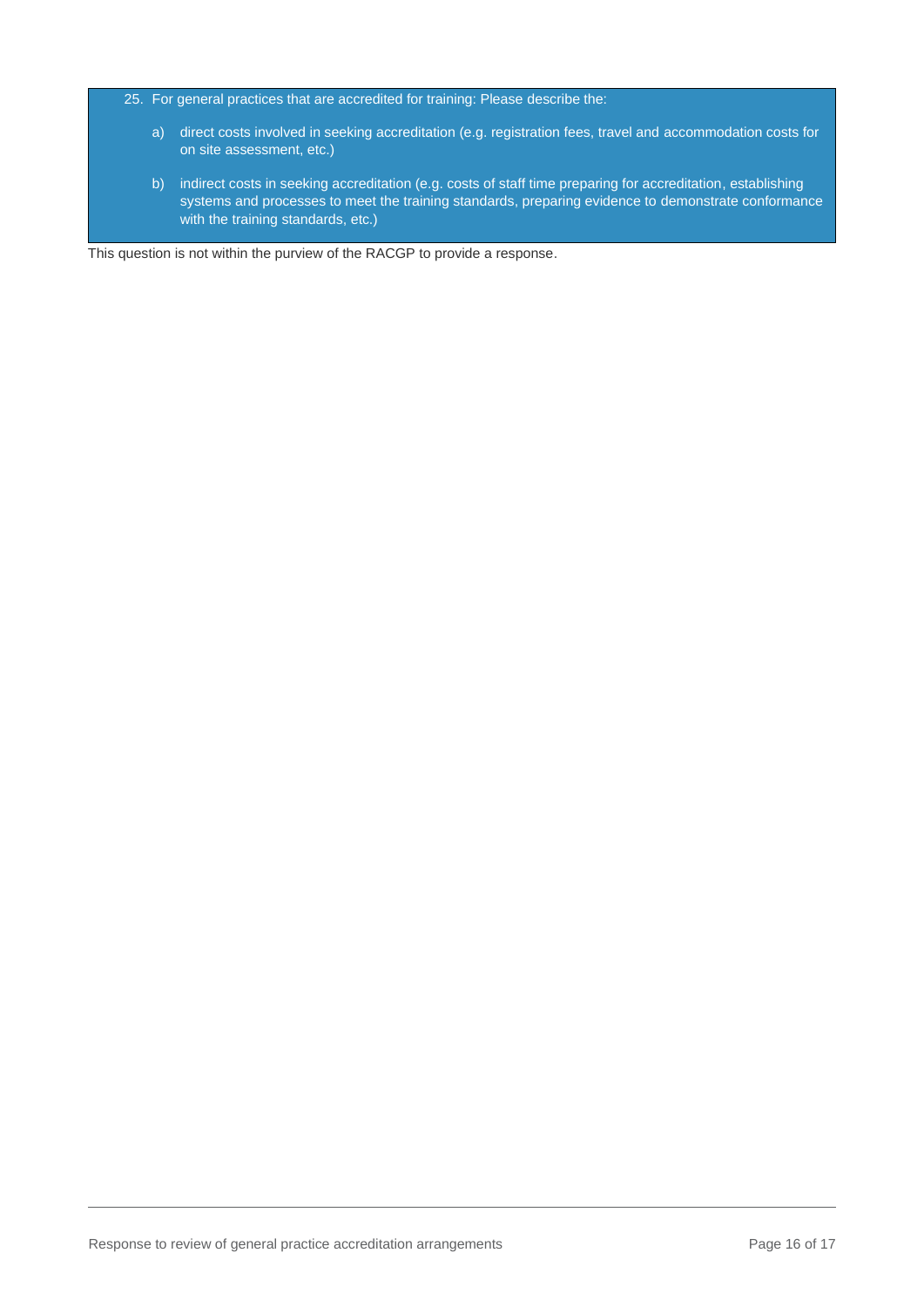25. For general practices that are accredited for training: Please describe the:

    a) direct costs involved in seeking accreditation (e.g. registration fees, travel and accommodation costs for on site assessment, etc.)

    b) indirect costs in seeking accreditation (e.g. costs of staff time preparing for accreditation, establishing systems and processes to meet the training standards, preparing evidence to demonstrate conformance with the training standards, etc.)

This question is not within the purview of the RACGP to provide a response.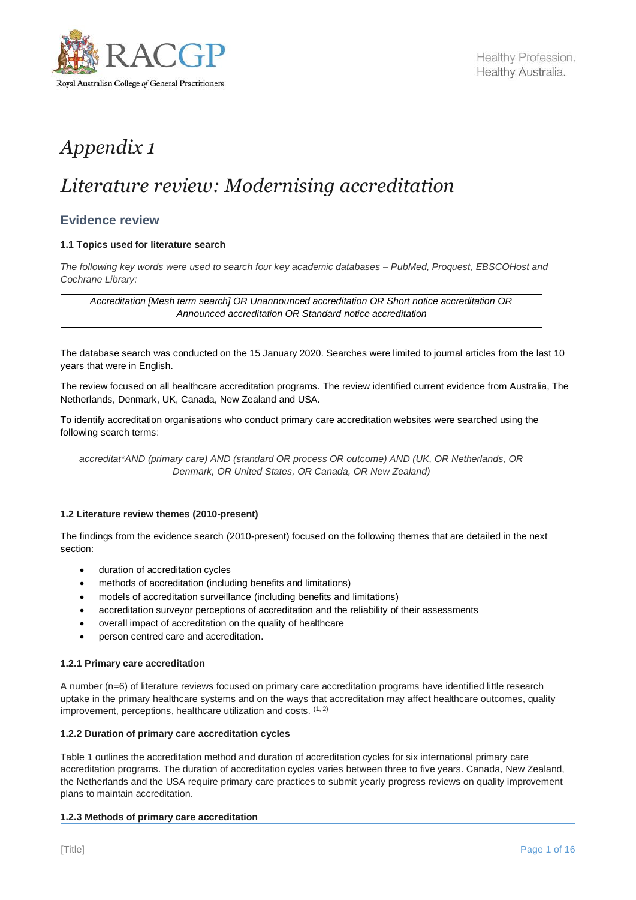# Appendix 1

# Literature review: Modernising accreditation

## Evidence review

### 1.1 Topics used for literature search

*The following key words were used to search four key academic databases – PubMed, Proquest, EBSCOHost and Cochrane Library:*

> *Accreditation [Mesh term search] OR Unannounced accreditation OR Short notice accreditation OR Announced accreditation OR Standard notice accreditation*

The database search was conducted on the 15 January 2020. Searches were limited to journal articles from the last 10 years that were in English.

The review focused on all healthcare accreditation programs. The review identified current evidence from Australia, The Netherlands, Denmark, UK, Canada, New Zealand and USA.

To identify accreditation organisations who conduct primary care accreditation websites were searched using the following search terms:

> *accreditat*AND (primary care) AND (standard OR process OR outcome) AND (UK, OR Netherlands, OR Denmark, OR United States, OR Canada, OR New Zealand)*

### 1.2 Literature review themes (2010-present)

The findings from the evidence search (2010-present) focused on the following themes that are detailed in the next section:

- duration of accreditation cycles
- methods of accreditation (including benefits and limitations)
- models of accreditation surveillance (including benefits and limitations)
- accreditation surveyor perceptions of accreditation and the reliability of their assessments
- overall impact of accreditation on the quality of healthcare
- person centred care and accreditation.

#### 1.2.1 Primary care accreditation

A number (n=6) of literature reviews focused on primary care accreditation programs have identified little research uptake in the primary healthcare systems and on the ways that accreditation may affect healthcare outcomes, quality improvement, perceptions, healthcare utilization and costs. [1, 2]

#### 1.2.2 Duration of primary care accreditation cycles

Table 1 outlines the accreditation method and duration of accreditation cycles for six international primary care accreditation programs. The duration of accreditation cycles varies between three to five years. Canada, New Zealand, the Netherlands and the USA require primary care practices to submit yearly progress reviews on quality improvement plans to maintain accreditation.

#### 1.2.3 Methods of primary care accreditation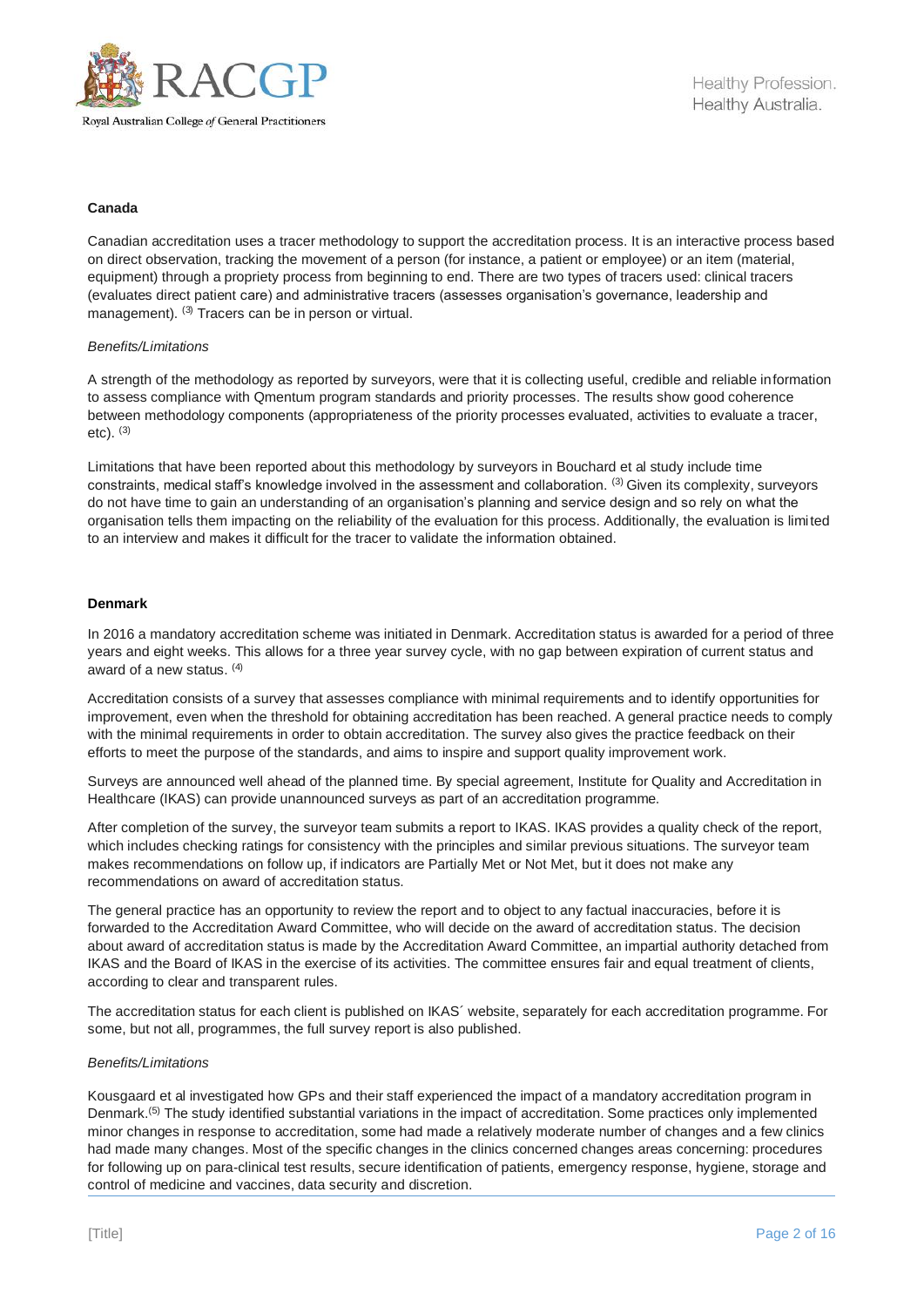**Canada**

Canadian accreditation uses a tracer methodology to support the accreditation process. It is an interactive process based on direct observation, tracking the movement of a person (for instance, a patient or employee) or an item (material, equipment) through a propriety process from beginning to end. There are two types of tracers used: clinical tracers (evaluates direct patient care) and administrative tracers (assesses organisation's governance, leadership and management). [3] Tracers can be in person or virtual.

*Benefits/Limitations*

A strength of the methodology as reported by surveyors, were that it is collecting useful, credible and reliable information to assess compliance with Qmentum program standards and priority processes. The results show good coherence between methodology components (appropriateness of the priority processes evaluated, activities to evaluate a tracer, etc). [3]

Limitations that have been reported about this methodology by surveyors in Bouchard et al study include time constraints, medical staff's knowledge involved in the assessment and collaboration. [3] Given its complexity, surveyors do not have time to gain an understanding of an organisation's planning and service design and so rely on what the organisation tells them impacting on the reliability of the evaluation for this process. Additionally, the evaluation is limited to an interview and makes it difficult for the tracer to validate the information obtained.

**Denmark**

In 2016 a mandatory accreditation scheme was initiated in Denmark. Accreditation status is awarded for a period of three years and eight weeks. This allows for a three year survey cycle, with no gap between expiration of current status and award of a new status. [4]

Accreditation consists of a survey that assesses compliance with minimal requirements and to identify opportunities for improvement, even when the threshold for obtaining accreditation has been reached. A general practice needs to comply with the minimal requirements in order to obtain accreditation. The survey also gives the practice feedback on their efforts to meet the purpose of the standards, and aims to inspire and support quality improvement work.

Surveys are announced well ahead of the planned time. By special agreement, Institute for Quality and Accreditation in Healthcare (IKAS) can provide unannounced surveys as part of an accreditation programme.

After completion of the survey, the surveyor team submits a report to IKAS. IKAS provides a quality check of the report, which includes checking ratings for consistency with the principles and similar previous situations. The surveyor team makes recommendations on follow up, if indicators are Partially Met or Not Met, but it does not make any recommendations on award of accreditation status.

The general practice has an opportunity to review the report and to object to any factual inaccuracies, before it is forwarded to the Accreditation Award Committee, who will decide on the award of accreditation status. The decision about award of accreditation status is made by the Accreditation Award Committee, an impartial authority detached from IKAS and the Board of IKAS in the exercise of its activities. The committee ensures fair and equal treatment of clients, according to clear and transparent rules.

The accreditation status for each client is published on IKAS´ website, separately for each accreditation programme. For some, but not all, programmes, the full survey report is also published.

*Benefits/Limitations*

Kousgaard et al investigated how GPs and their staff experienced the impact of a mandatory accreditation program in Denmark.[5] The study identified substantial variations in the impact of accreditation. Some practices only implemented minor changes in response to accreditation, some had made a relatively moderate number of changes and a few clinics had made many changes. Most of the specific changes in the clinics concerned changes areas concerning: procedures for following up on para-clinical test results, secure identification of patients, emergency response, hygiene, storage and control of medicine and vaccines, data security and discretion.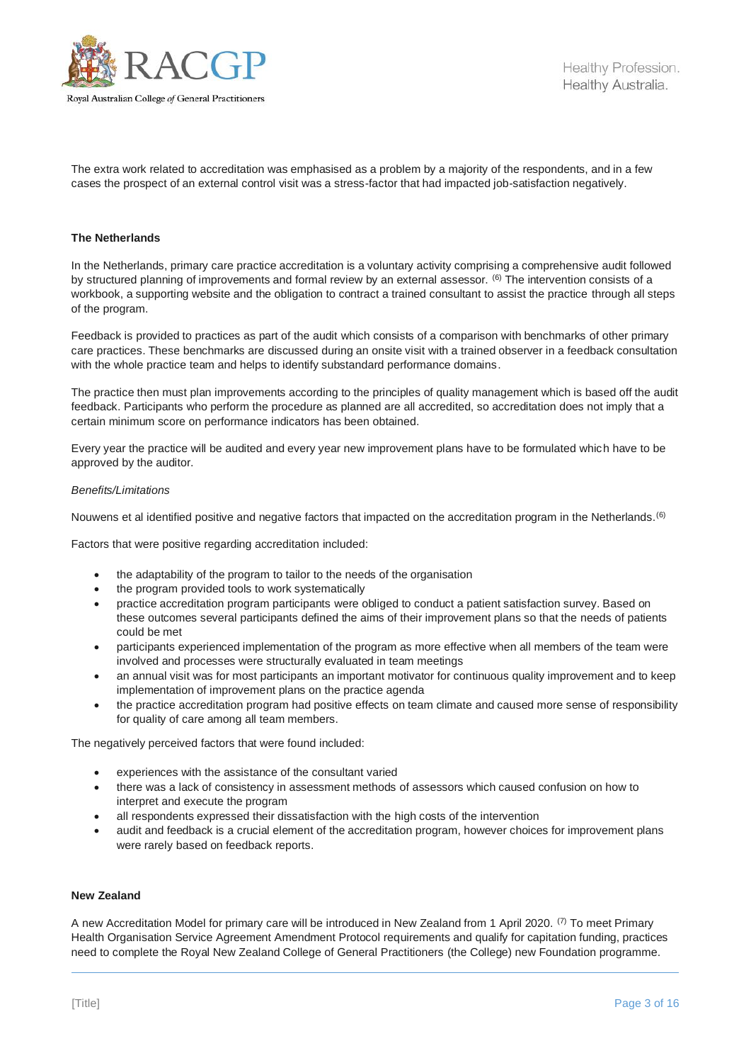The extra work related to accreditation was emphasised as a problem by a majority of the respondents, and in a few cases the prospect of an external control visit was a stress-factor that had impacted job-satisfaction negatively.

**The Netherlands**

In the Netherlands, primary care practice accreditation is a voluntary activity comprising a comprehensive audit followed by structured planning of improvements and formal review by an external assessor. [6] The intervention consists of a workbook, a supporting website and the obligation to contract a trained consultant to assist the practice through all steps of the program.

Feedback is provided to practices as part of the audit which consists of a comparison with benchmarks of other primary care practices. These benchmarks are discussed during an onsite visit with a trained observer in a feedback consultation with the whole practice team and helps to identify substandard performance domains.

The practice then must plan improvements according to the principles of quality management which is based off the audit feedback. Participants who perform the procedure as planned are all accredited, so accreditation does not imply that a certain minimum score on performance indicators has been obtained.

Every year the practice will be audited and every year new improvement plans have to be formulated which have to be approved by the auditor.

*Benefits/Limitations*

Nouwens et al identified positive and negative factors that impacted on the accreditation program in the Netherlands.[6]

Factors that were positive regarding accreditation included:

- the adaptability of the program to tailor to the needs of the organisation
- the program provided tools to work systematically
- practice accreditation program participants were obliged to conduct a patient satisfaction survey. Based on these outcomes several participants defined the aims of their improvement plans so that the needs of patients could be met
- participants experienced implementation of the program as more effective when all members of the team were involved and processes were structurally evaluated in team meetings
- an annual visit was for most participants an important motivator for continuous quality improvement and to keep implementation of improvement plans on the practice agenda
- the practice accreditation program had positive effects on team climate and caused more sense of responsibility for quality of care among all team members.

The negatively perceived factors that were found included:

- experiences with the assistance of the consultant varied
- there was a lack of consistency in assessment methods of assessors which caused confusion on how to interpret and execute the program
- all respondents expressed their dissatisfaction with the high costs of the intervention
- audit and feedback is a crucial element of the accreditation program, however choices for improvement plans were rarely based on feedback reports.

**New Zealand**

A new Accreditation Model for primary care will be introduced in New Zealand from 1 April 2020. [7] To meet Primary Health Organisation Service Agreement Amendment Protocol requirements and qualify for capitation funding, practices need to complete the Royal New Zealand College of General Practitioners (the College) new Foundation programme.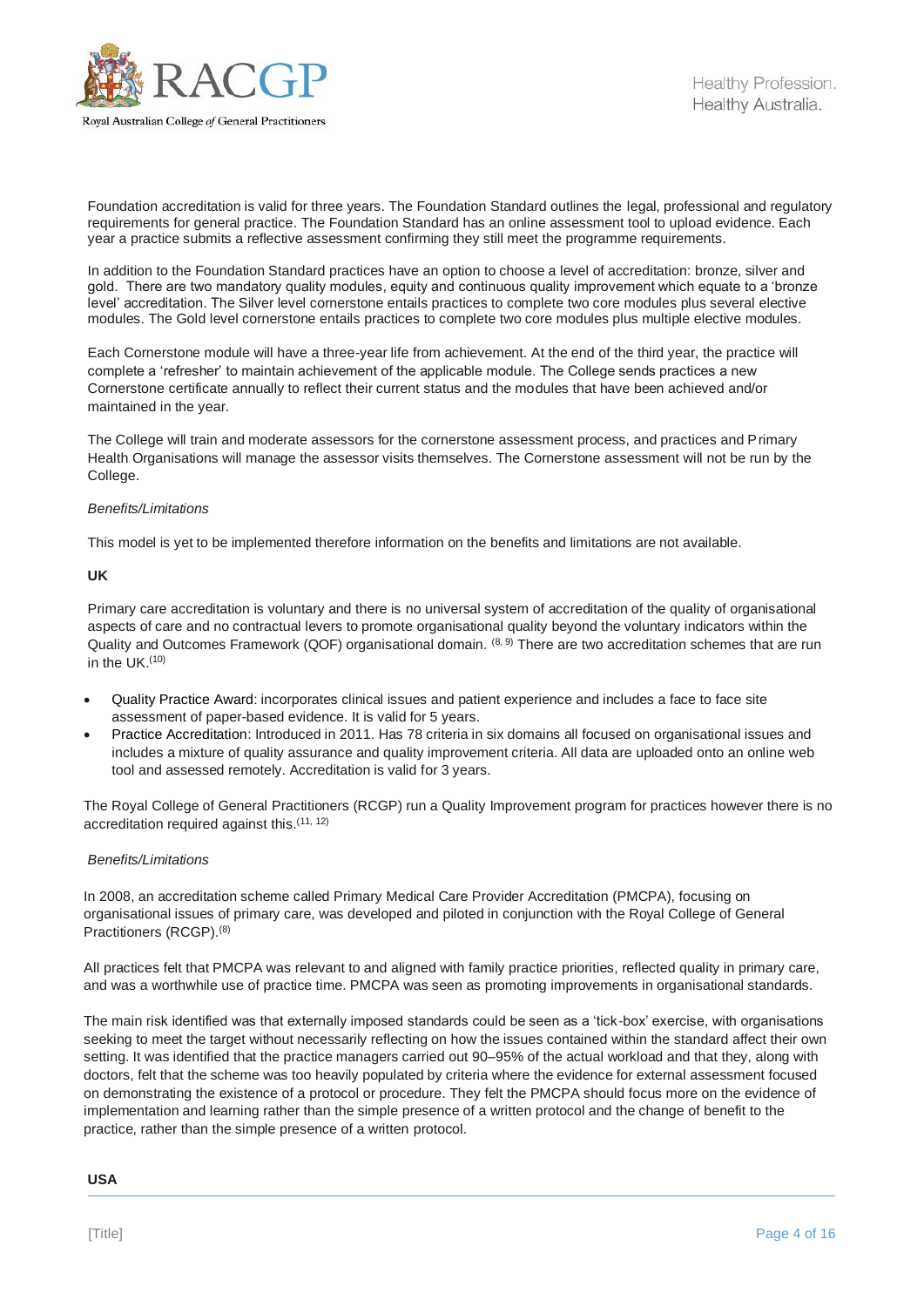Foundation accreditation is valid for three years. The Foundation Standard outlines the legal, professional and regulatory requirements for general practice. The Foundation Standard has an online assessment tool to upload evidence. Each year a practice submits a reflective assessment confirming they still meet the programme requirements.

In addition to the Foundation Standard practices have an option to choose a level of accreditation: bronze, silver and gold. There are two mandatory quality modules, equity and continuous quality improvement which equate to a 'bronze level' accreditation. The Silver level cornerstone entails practices to complete two core modules plus several elective modules. The Gold level cornerstone entails practices to complete two core modules plus multiple elective modules.

Each Cornerstone module will have a three-year life from achievement. At the end of the third year, the practice will complete a 'refresher' to maintain achievement of the applicable module. The College sends practices a new Cornerstone certificate annually to reflect their current status and the modules that have been achieved and/or maintained in the year.

The College will train and moderate assessors for the cornerstone assessment process, and practices and Primary Health Organisations will manage the assessor visits themselves. The Cornerstone assessment will not be run by the College.

*Benefits/Limitations*

This model is yet to be implemented therefore information on the benefits and limitations are not available.

**UK**

Primary care accreditation is voluntary and there is no universal system of accreditation of the quality of organisational aspects of care and no contractual levers to promote organisational quality beyond the voluntary indicators within the Quality and Outcomes Framework (QOF) organisational domain. [8, 9] There are two accreditation schemes that are run in the UK.[10]

- Quality Practice Award: incorporates clinical issues and patient experience and includes a face to face site assessment of paper-based evidence. It is valid for 5 years.
- Practice Accreditation: Introduced in 2011. Has 78 criteria in six domains all focused on organisational issues and includes a mixture of quality assurance and quality improvement criteria. All data are uploaded onto an online web tool and assessed remotely. Accreditation is valid for 3 years.

The Royal College of General Practitioners (RCGP) run a Quality Improvement program for practices however there is no accreditation required against this.[11, 12]

*Benefits/Limitations*

In 2008, an accreditation scheme called Primary Medical Care Provider Accreditation (PMCPA), focusing on organisational issues of primary care, was developed and piloted in conjunction with the Royal College of General Practitioners (RCGP).[8]

All practices felt that PMCPA was relevant to and aligned with family practice priorities, reflected quality in primary care, and was a worthwhile use of practice time. PMCPA was seen as promoting improvements in organisational standards.

The main risk identified was that externally imposed standards could be seen as a 'tick-box' exercise, with organisations seeking to meet the target without necessarily reflecting on how the issues contained within the standard affect their own setting. It was identified that the practice managers carried out 90–95% of the actual workload and that they, along with doctors, felt that the scheme was too heavily populated by criteria where the evidence for external assessment focused on demonstrating the existence of a protocol or procedure. They felt the PMCPA should focus more on the evidence of implementation and learning rather than the simple presence of a written protocol and the change of benefit to the practice, rather than the simple presence of a written protocol.

**USA**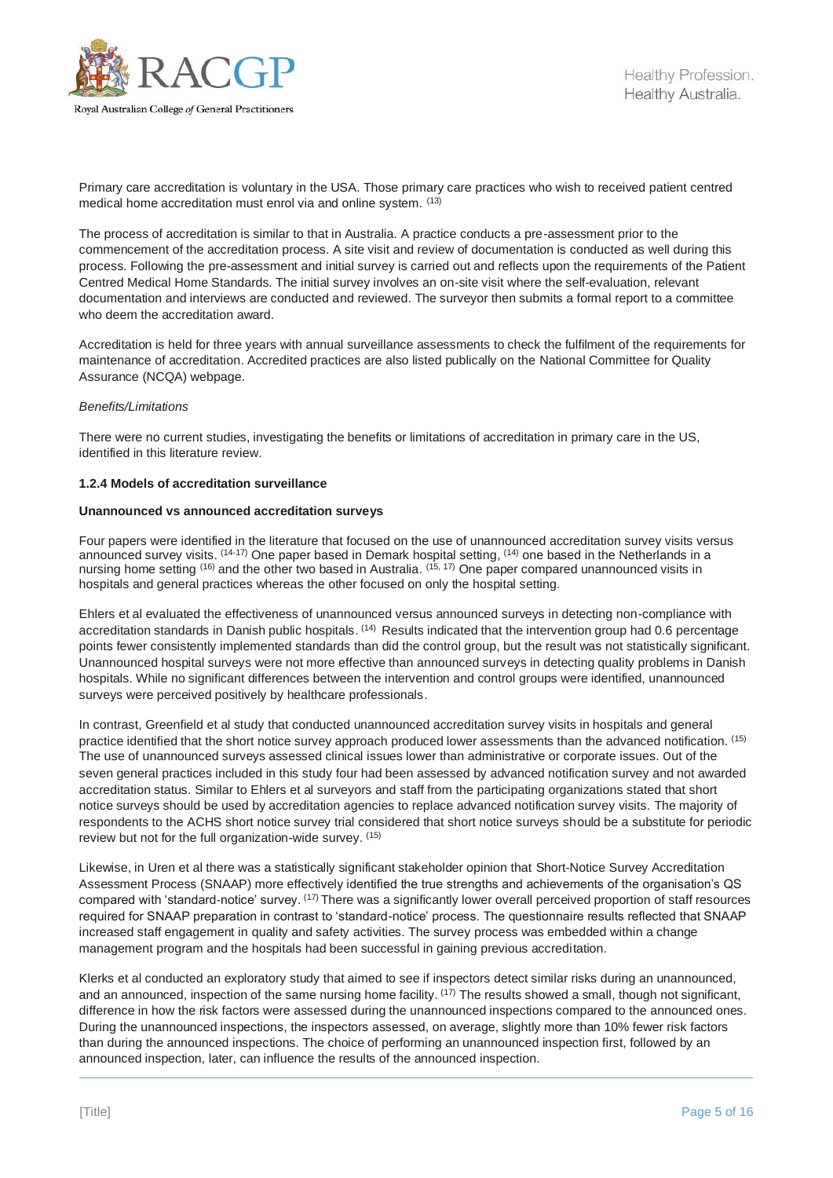Primary care accreditation is voluntary in the USA. Those primary care practices who wish to received patient centred medical home accreditation must enrol via and online system. [13]

The process of accreditation is similar to that in Australia. A practice conducts a pre-assessment prior to the commencement of the accreditation process. A site visit and review of documentation is conducted as well during this process. Following the pre-assessment and initial survey is carried out and reflects upon the requirements of the Patient Centred Medical Home Standards. The initial survey involves an on-site visit where the self-evaluation, relevant documentation and interviews are conducted and reviewed. The surveyor then submits a formal report to a committee who deem the accreditation award.

Accreditation is held for three years with annual surveillance assessments to check the fulfilment of the requirements for maintenance of accreditation. Accredited practices are also listed publically on the National Committee for Quality Assurance (NCQA) webpage.

*Benefits/Limitations*

There were no current studies, investigating the benefits or limitations of accreditation in primary care in the US, identified in this literature review.

#### 1.2.4 Models of accreditation surveillance

**Unannounced vs announced accreditation surveys**

Four papers were identified in the literature that focused on the use of unannounced accreditation survey visits versus announced survey visits. [14-17] One paper based in Demark hospital setting, [14] one based in the Netherlands in a nursing home setting [16] and the other two based in Australia. [15, 17] One paper compared unannounced visits in hospitals and general practices whereas the other focused on only the hospital setting.

Ehlers et al evaluated the effectiveness of unannounced versus announced surveys in detecting non-compliance with accreditation standards in Danish public hospitals. [14] Results indicated that the intervention group had 0.6 percentage points fewer consistently implemented standards than did the control group, but the result was not statistically significant. Unannounced hospital surveys were not more effective than announced surveys in detecting quality problems in Danish hospitals. While no significant differences between the intervention and control groups were identified, unannounced surveys were perceived positively by healthcare professionals.

In contrast, Greenfield et al study that conducted unannounced accreditation survey visits in hospitals and general practice identified that the short notice survey approach produced lower assessments than the advanced notification. [15] The use of unannounced surveys assessed clinical issues lower than administrative or corporate issues. Out of the seven general practices included in this study four had been assessed by advanced notification survey and not awarded accreditation status. Similar to Ehlers et al surveyors and staff from the participating organizations stated that short notice surveys should be used by accreditation agencies to replace advanced notification survey visits. The majority of respondents to the ACHS short notice survey trial considered that short notice surveys should be a substitute for periodic review but not for the full organization-wide survey. [15]

Likewise, in Uren et al there was a statistically significant stakeholder opinion that Short-Notice Survey Accreditation Assessment Process (SNAAP) more effectively identified the true strengths and achievements of the organisation's QS compared with 'standard-notice' survey. [17] There was a significantly lower overall perceived proportion of staff resources required for SNAAP preparation in contrast to 'standard-notice' process. The questionnaire results reflected that SNAAP increased staff engagement in quality and safety activities. The survey process was embedded within a change management program and the hospitals had been successful in gaining previous accreditation.

Klerks et al conducted an exploratory study that aimed to see if inspectors detect similar risks during an unannounced, and an announced, inspection of the same nursing home facility. [17] The results showed a small, though not significant, difference in how the risk factors were assessed during the unannounced inspections compared to the announced ones. During the unannounced inspections, the inspectors assessed, on average, slightly more than 10% fewer risk factors than during the announced inspections. The choice of performing an unannounced inspection first, followed by an announced inspection, later, can influence the results of the announced inspection.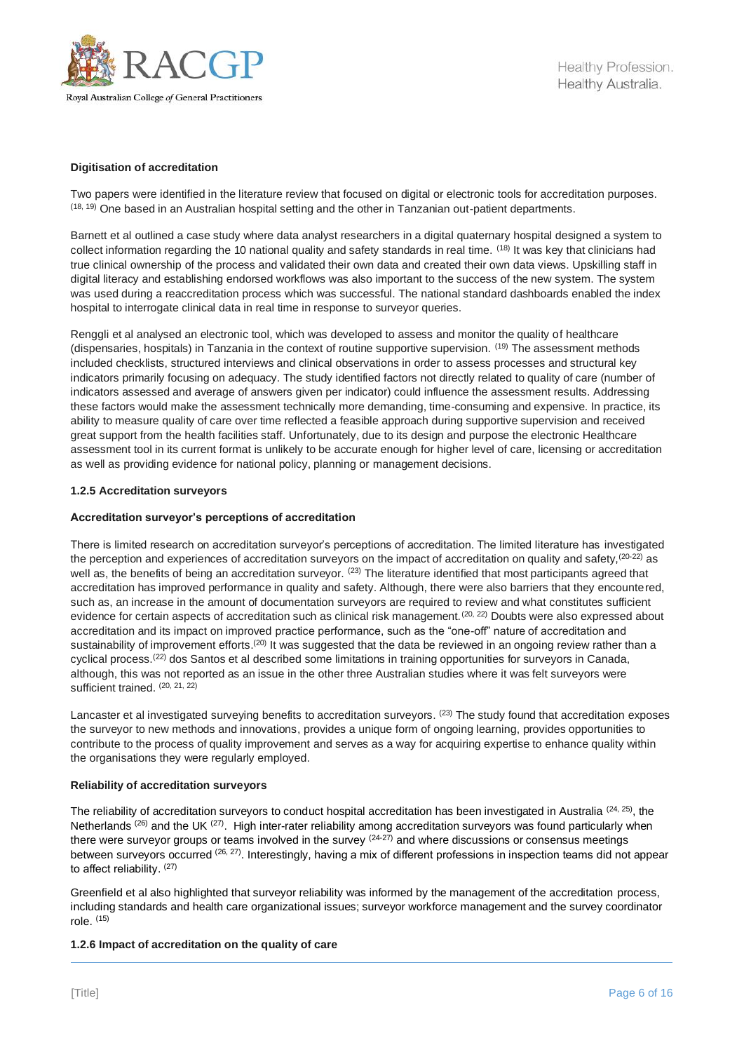**Digitisation of accreditation**

Two papers were identified in the literature review that focused on digital or electronic tools for accreditation purposes. [18, 19] One based in an Australian hospital setting and the other in Tanzanian out-patient departments.

Barnett et al outlined a case study where data analyst researchers in a digital quaternary hospital designed a system to collect information regarding the 10 national quality and safety standards in real time. [18] It was key that clinicians had true clinical ownership of the process and validated their own data and created their own data views. Upskilling staff in digital literacy and establishing endorsed workflows was also important to the success of the new system. The system was used during a reaccreditation process which was successful. The national standard dashboards enabled the index hospital to interrogate clinical data in real time in response to surveyor queries.

Renggli et al analysed an electronic tool, which was developed to assess and monitor the quality of healthcare (dispensaries, hospitals) in Tanzania in the context of routine supportive supervision. [19] The assessment methods included checklists, structured interviews and clinical observations in order to assess processes and structural key indicators primarily focusing on adequacy. The study identified factors not directly related to quality of care (number of indicators assessed and average of answers given per indicator) could influence the assessment results. Addressing these factors would make the assessment technically more demanding, time-consuming and expensive. In practice, its ability to measure quality of care over time reflected a feasible approach during supportive supervision and received great support from the health facilities staff. Unfortunately, due to its design and purpose the electronic Healthcare assessment tool in its current format is unlikely to be accurate enough for higher level of care, licensing or accreditation as well as providing evidence for national policy, planning or management decisions.

### 1.2.5 Accreditation surveyors

**Accreditation surveyor's perceptions of accreditation**

There is limited research on accreditation surveyor's perceptions of accreditation. The limited literature has investigated the perception and experiences of accreditation surveyors on the impact of accreditation on quality and safety,[20-22] as well as, the benefits of being an accreditation surveyor. [23] The literature identified that most participants agreed that accreditation has improved performance in quality and safety. Although, there were also barriers that they encountered, such as, an increase in the amount of documentation surveyors are required to review and what constitutes sufficient evidence for certain aspects of accreditation such as clinical risk management.[20, 22] Doubts were also expressed about accreditation and its impact on improved practice performance, such as the "one-off" nature of accreditation and sustainability of improvement efforts.[20] It was suggested that the data be reviewed in an ongoing review rather than a cyclical process.[22] dos Santos et al described some limitations in training opportunities for surveyors in Canada, although, this was not reported as an issue in the other three Australian studies where it was felt surveyors were sufficient trained. [20, 21, 22]

Lancaster et al investigated surveying benefits to accreditation surveyors. [23] The study found that accreditation exposes the surveyor to new methods and innovations, provides a unique form of ongoing learning, provides opportunities to contribute to the process of quality improvement and serves as a way for acquiring expertise to enhance quality within the organisations they were regularly employed.

**Reliability of accreditation surveyors**

The reliability of accreditation surveyors to conduct hospital accreditation has been investigated in Australia [24, 25], the Netherlands [26] and the UK [27]. High inter-rater reliability among accreditation surveyors was found particularly when there were surveyor groups or teams involved in the survey [24-27] and where discussions or consensus meetings between surveyors occurred [26, 27]. Interestingly, having a mix of different professions in inspection teams did not appear to affect reliability. [27]

Greenfield et al also highlighted that surveyor reliability was informed by the management of the accreditation process, including standards and health care organizational issues; surveyor workforce management and the survey coordinator role. [15]

### 1.2.6 Impact of accreditation on the quality of care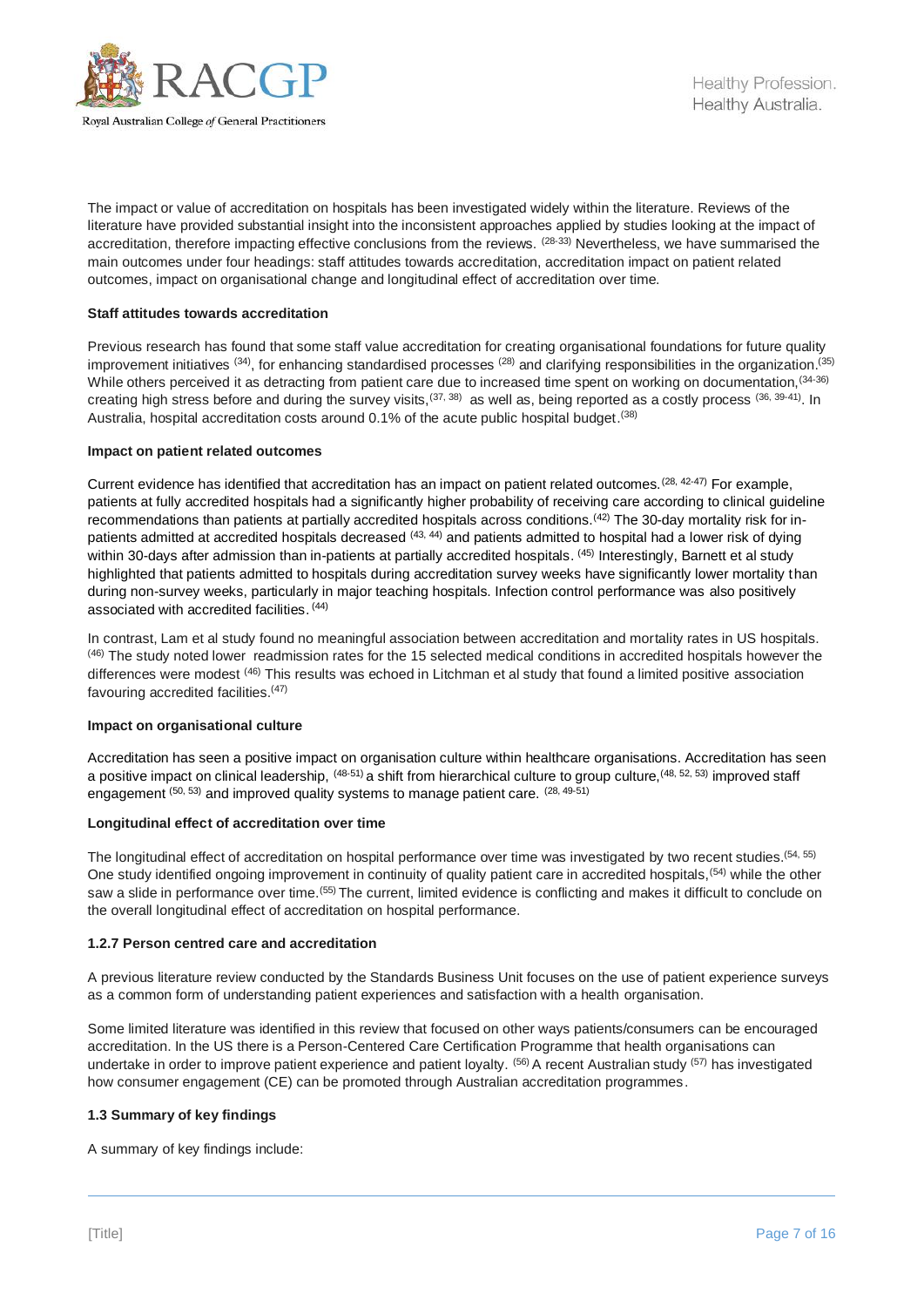The impact or value of accreditation on hospitals has been investigated widely within the literature. Reviews of the literature have provided substantial insight into the inconsistent approaches applied by studies looking at the impact of accreditation, therefore impacting effective conclusions from the reviews. [28-33] Nevertheless, we have summarised the main outcomes under four headings: staff attitudes towards accreditation, accreditation impact on patient related outcomes, impact on organisational change and longitudinal effect of accreditation over time.

**Staff attitudes towards accreditation**

Previous research has found that some staff value accreditation for creating organisational foundations for future quality improvement initiatives [34], for enhancing standardised processes [28] and clarifying responsibilities in the organization.[35] While others perceived it as detracting from patient care due to increased time spent on working on documentation,[34-36] creating high stress before and during the survey visits,[37, 38] as well as, being reported as a costly process [36, 39-41]. In Australia, hospital accreditation costs around 0.1% of the acute public hospital budget.[38]

**Impact on patient related outcomes**

Current evidence has identified that accreditation has an impact on patient related outcomes.[28, 42-47] For example, patients at fully accredited hospitals had a significantly higher probability of receiving care according to clinical guideline recommendations than patients at partially accredited hospitals across conditions.[42] The 30-day mortality risk for in-patients admitted at accredited hospitals decreased [43, 44] and patients admitted to hospital had a lower risk of dying within 30-days after admission than in-patients at partially accredited hospitals. [45] Interestingly, Barnett et al study highlighted that patients admitted to hospitals during accreditation survey weeks have significantly lower mortality than during non-survey weeks, particularly in major teaching hospitals. Infection control performance was also positively associated with accredited facilities. [44]

In contrast, Lam et al study found no meaningful association between accreditation and mortality rates in US hospitals. [46] The study noted lower readmission rates for the 15 selected medical conditions in accredited hospitals however the differences were modest [46] This results was echoed in Litchman et al study that found a limited positive association favouring accredited facilities.[47]

**Impact on organisational culture**

Accreditation has seen a positive impact on organisation culture within healthcare organisations. Accreditation has seen a positive impact on clinical leadership, [48-51] a shift from hierarchical culture to group culture,[48, 52, 53] improved staff engagement [50, 53] and improved quality systems to manage patient care. [28, 49-51]

**Longitudinal effect of accreditation over time**

The longitudinal effect of accreditation on hospital performance over time was investigated by two recent studies.[54, 55] One study identified ongoing improvement in continuity of quality patient care in accredited hospitals,[54] while the other saw a slide in performance over time.[55] The current, limited evidence is conflicting and makes it difficult to conclude on the overall longitudinal effect of accreditation on hospital performance.

**1.2.7 Person centred care and accreditation**

A previous literature review conducted by the Standards Business Unit focuses on the use of patient experience surveys as a common form of understanding patient experiences and satisfaction with a health organisation.

Some limited literature was identified in this review that focused on other ways patients/consumers can be encouraged accreditation. In the US there is a Person-Centered Care Certification Programme that health organisations can undertake in order to improve patient experience and patient loyalty. [56] A recent Australian study [57] has investigated how consumer engagement (CE) can be promoted through Australian accreditation programmes.

**1.3 Summary of key findings**

A summary of key findings include: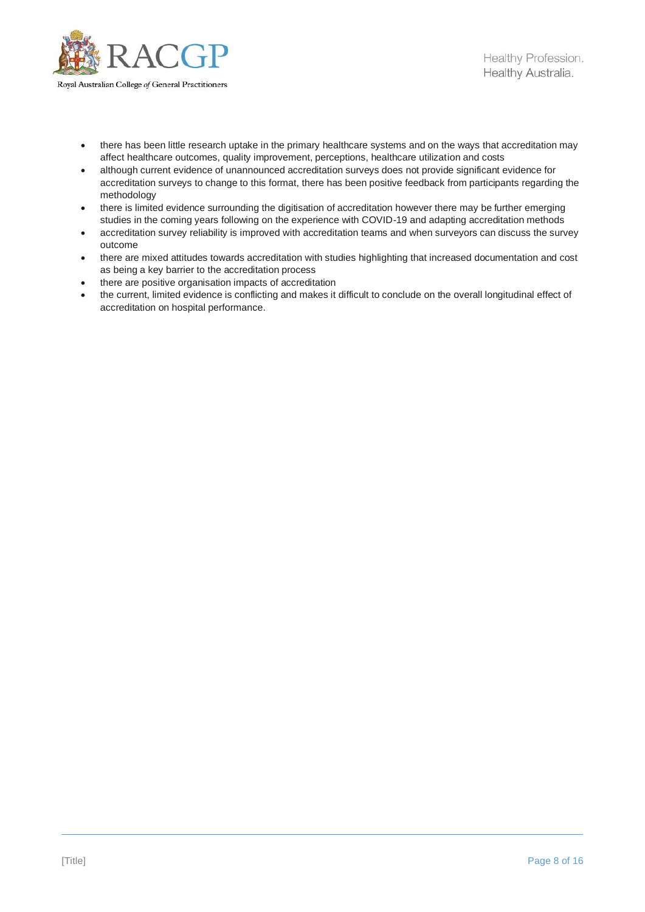- there has been little research uptake in the primary healthcare systems and on the ways that accreditation may affect healthcare outcomes, quality improvement, perceptions, healthcare utilization and costs
- although current evidence of unannounced accreditation surveys does not provide significant evidence for accreditation surveys to change to this format, there has been positive feedback from participants regarding the methodology
- there is limited evidence surrounding the digitisation of accreditation however there may be further emerging studies in the coming years following on the experience with COVID-19 and adapting accreditation methods
- accreditation survey reliability is improved with accreditation teams and when surveyors can discuss the survey outcome
- there are mixed attitudes towards accreditation with studies highlighting that increased documentation and cost as being a key barrier to the accreditation process
- there are positive organisation impacts of accreditation
- the current, limited evidence is conflicting and makes it difficult to conclude on the overall longitudinal effect of accreditation on hospital performance.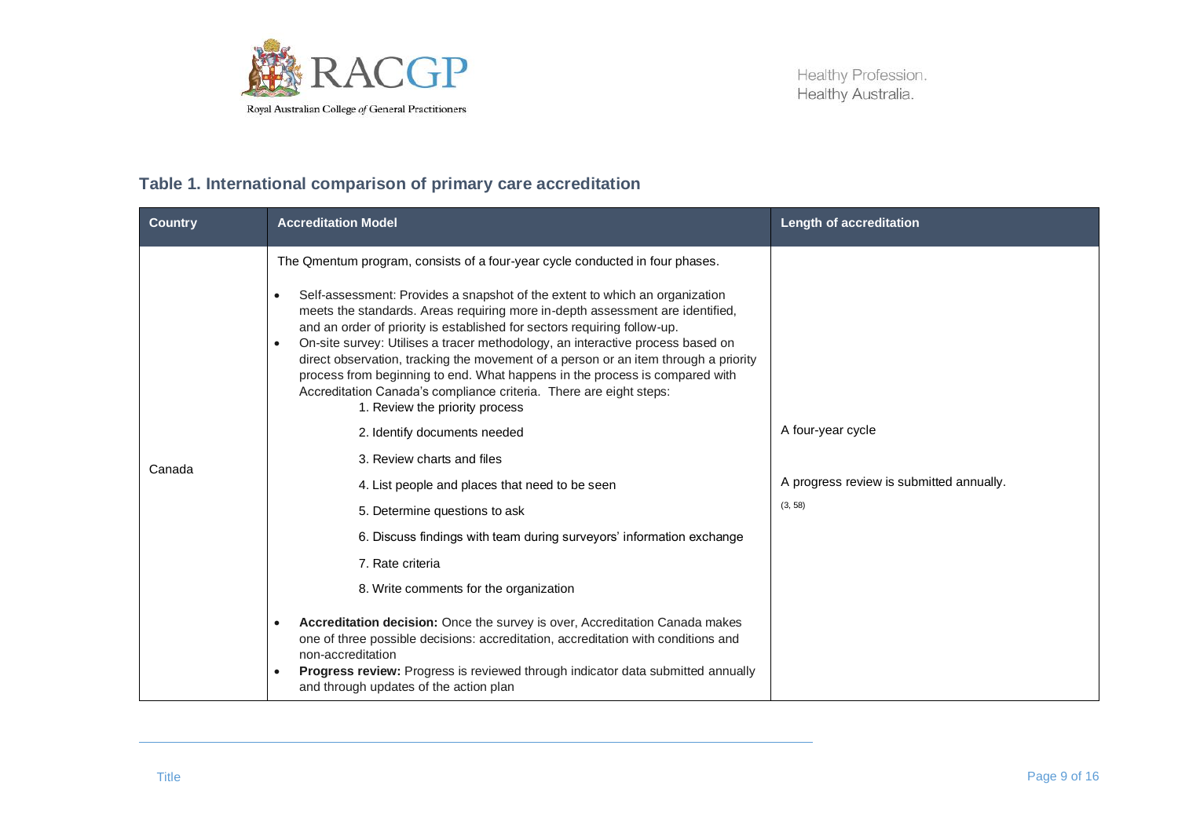## Table 1. International comparison of primary care accreditation

| Country | Accreditation Model | Length of accreditation |
|---|---|---|
| Canada | The Qmentum program, consists of a four-year cycle conducted in four phases.<br><br>• Self-assessment: Provides a snapshot of the extent to which an organization meets the standards. Areas requiring more in-depth assessment are identified, and an order of priority is established for sectors requiring follow-up.<br>• On-site survey: Utilises a tracer methodology, an interactive process based on direct observation, tracking the movement of a person or an item through a priority process from beginning to end. What happens in the process is compared with Accreditation Canada's compliance criteria. There are eight steps:<br>1. Review the priority process<br>2. Identify documents needed<br>3. Review charts and files<br>4. List people and places that need to be seen<br>5. Determine questions to ask<br>6. Discuss findings with team during surveyors' information exchange<br>7. Rate criteria<br>8. Write comments for the organization<br><br>• **Accreditation decision:** Once the survey is over, Accreditation Canada makes one of three possible decisions: accreditation, accreditation with conditions and non-accreditation<br>• **Progress review:** Progress is reviewed through indicator data submitted annually and through updates of the action plan | A four-year cycle<br><br>A progress review is submitted annually.<br><br>(3, 58) |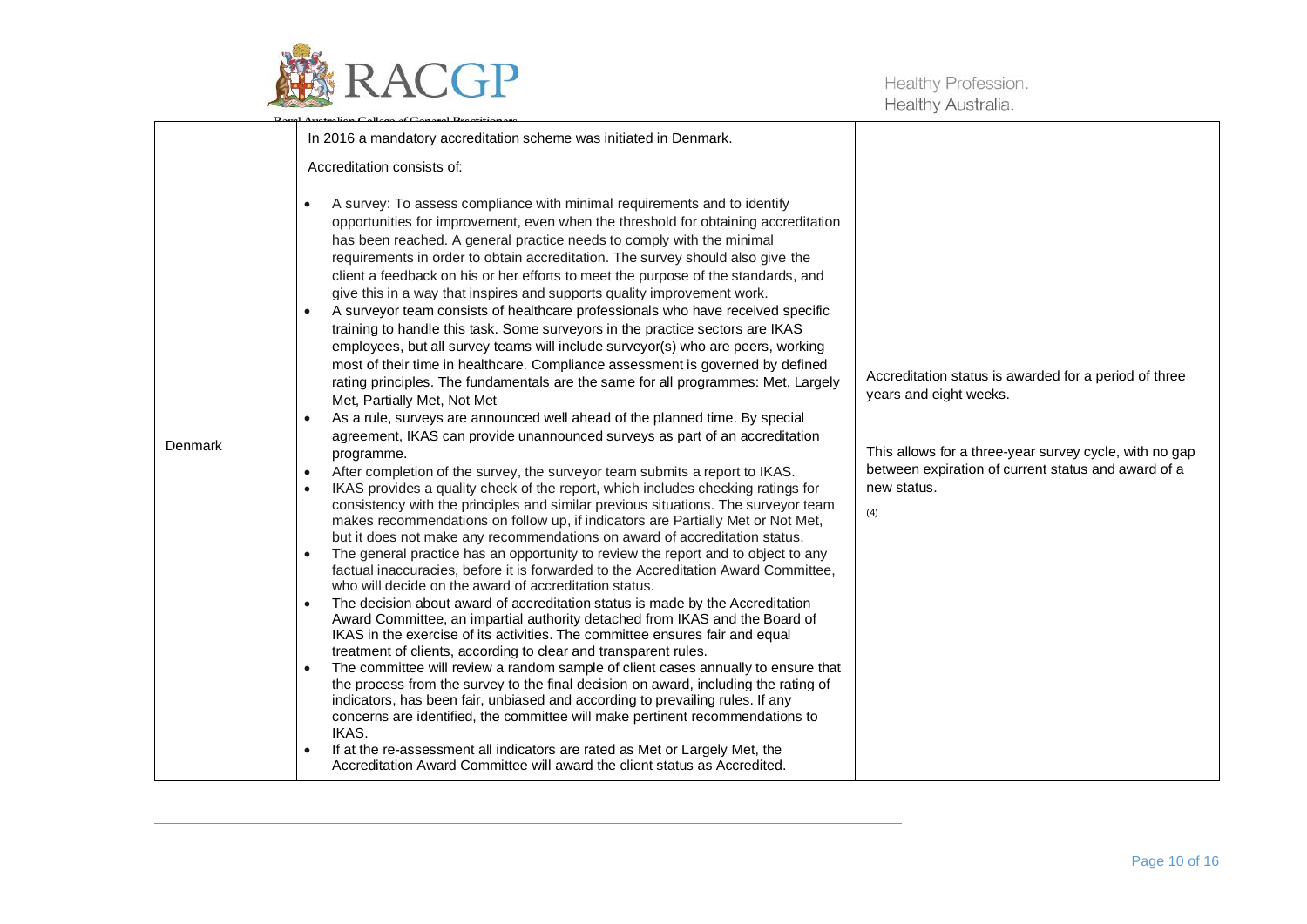| Denmark | In 2016 a mandatory accreditation scheme was initiated in Denmark.<br><br>Accreditation consists of:<br><br>• A survey: To assess compliance with minimal requirements and to identify opportunities for improvement, even when the threshold for obtaining accreditation has been reached. A general practice needs to comply with the minimal requirements in order to obtain accreditation. The survey should also give the client a feedback on his or her efforts to meet the purpose of the standards, and give this in a way that inspires and supports quality improvement work.<br>• A surveyor team consists of healthcare professionals who have received specific training to handle this task. Some surveyors in the practice sectors are IKAS employees, but all survey teams will include surveyor(s) who are peers, working most of their time in healthcare. Compliance assessment is governed by defined rating principles. The fundamentals are the same for all programmes: Met, Largely Met, Partially Met, Not Met<br>• As a rule, surveys are announced well ahead of the planned time. By special agreement, IKAS can provide unannounced surveys as part of an accreditation programme.<br>• After completion of the survey, the surveyor team submits a report to IKAS.<br>• IKAS provides a quality check of the report, which includes checking ratings for consistency with the principles and similar previous situations. The surveyor team makes recommendations on follow up, if indicators are Partially Met or Not Met, but it does not make any recommendations on award of accreditation status.<br>• The general practice has an opportunity to review the report and to object to any factual inaccuracies, before it is forwarded to the Accreditation Award Committee, who will decide on the award of accreditation status.<br>• The decision about award of accreditation status is made by the Accreditation Award Committee, an impartial authority detached from IKAS and the Board of IKAS in the exercise of its activities. The committee ensures fair and equal treatment of clients, according to clear and transparent rules.<br>• The committee will review a random sample of client cases annually to ensure that the process from the survey to the final decision on award, including the rating of indicators, has been fair, unbiased and according to prevailing rules. If any concerns are identified, the committee will make pertinent recommendations to IKAS.<br>• If at the re-assessment all indicators are rated as Met or Largely Met, the Accreditation Award Committee will award the client status as Accredited. | Accreditation status is awarded for a period of three years and eight weeks.<br><br>This allows for a three-year survey cycle, with no gap between expiration of current status and award of a new status.<br><br>(4) |
|---|---|---|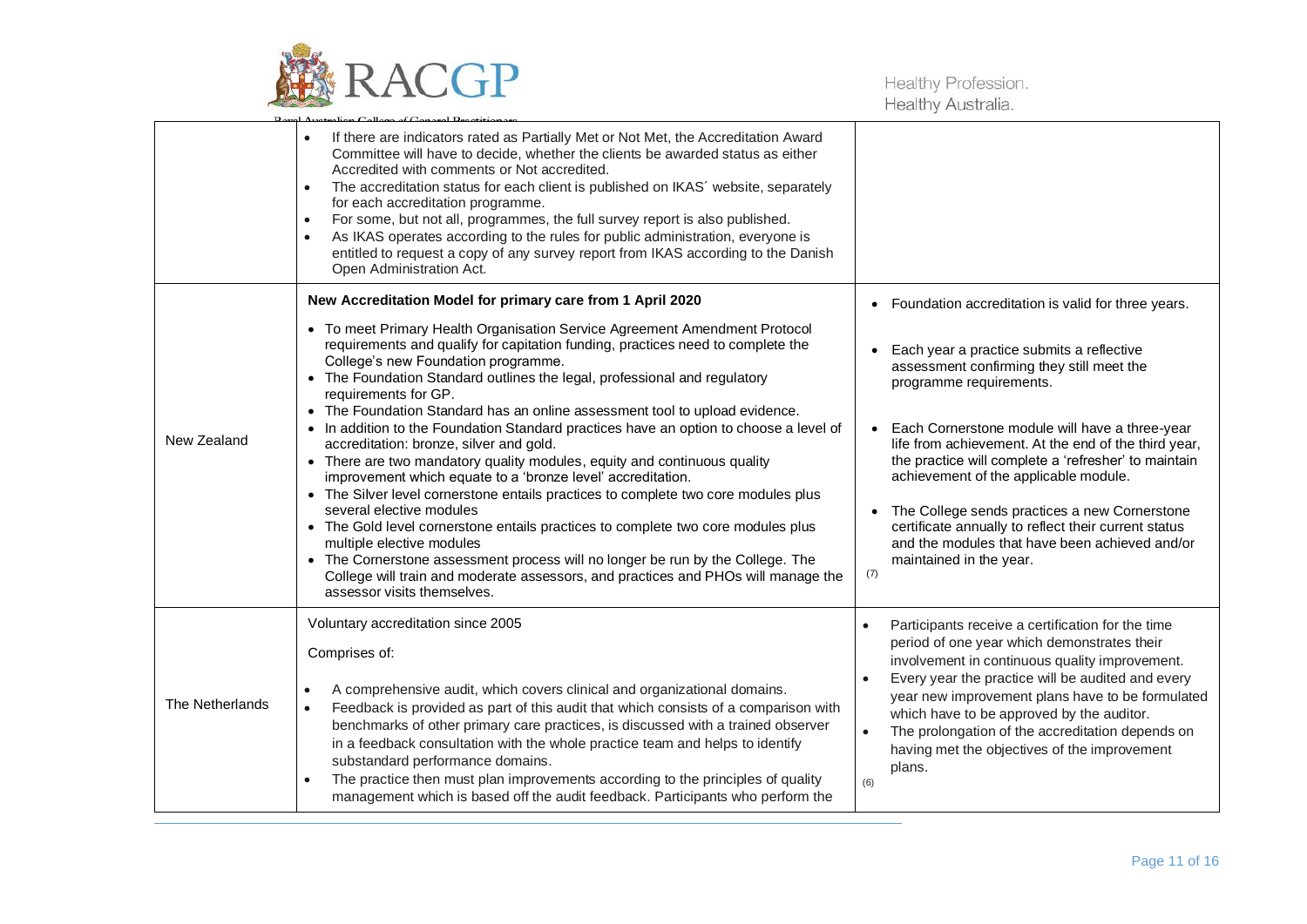| | | |
|---|---|---|
| | • If there are indicators rated as Partially Met or Not Met, the Accreditation Award Committee will have to decide, whether the clients be awarded status as either Accredited with comments or Not accredited.<br>• The accreditation status for each client is published on IKAS´ website, separately for each accreditation programme.<br>• For some, but not all, programmes, the full survey report is also published.<br>• As IKAS operates according to the rules for public administration, everyone is entitled to request a copy of any survey report from IKAS according to the Danish Open Administration Act. | |
| New Zealand | **New Accreditation Model for primary care from 1 April 2020**<br>• To meet Primary Health Organisation Service Agreement Amendment Protocol requirements and qualify for capitation funding, practices need to complete the College's new Foundation programme.<br>• The Foundation Standard outlines the legal, professional and regulatory requirements for GP.<br>• The Foundation Standard has an online assessment tool to upload evidence.<br>• In addition to the Foundation Standard practices have an option to choose a level of accreditation: bronze, silver and gold.<br>• There are two mandatory quality modules, equity and continuous quality improvement which equate to a 'bronze level' accreditation.<br>• The Silver level cornerstone entails practices to complete two core modules plus several elective modules<br>• The Gold level cornerstone entails practices to complete two core modules plus multiple elective modules<br>• The Cornerstone assessment process will no longer be run by the College. The College will train and moderate assessors, and practices and PHOs will manage the assessor visits themselves. | • Foundation accreditation is valid for three years.<br>• Each year a practice submits a reflective assessment confirming they still meet the programme requirements.<br>• Each Cornerstone module will have a three-year life from achievement. At the end of the third year, the practice will complete a 'refresher' to maintain achievement of the applicable module.<br>• The College sends practices a new Cornerstone certificate annually to reflect their current status and the modules that have been achieved and/or maintained in the year.<br>(7) |
| The Netherlands | Voluntary accreditation since 2005<br>Comprises of:<br>• A comprehensive audit, which covers clinical and organizational domains.<br>• Feedback is provided as part of this audit that which consists of a comparison with benchmarks of other primary care practices, is discussed with a trained observer in a feedback consultation with the whole practice team and helps to identify substandard performance domains.<br>• The practice then must plan improvements according to the principles of quality management which is based off the audit feedback. Participants who perform the | • Participants receive a certification for the time period of one year which demonstrates their involvement in continuous quality improvement.<br>• Every year the practice will be audited and every year new improvement plans have to be formulated which have to be approved by the auditor.<br>• The prolongation of the accreditation depends on having met the objectives of the improvement plans.<br>(6) |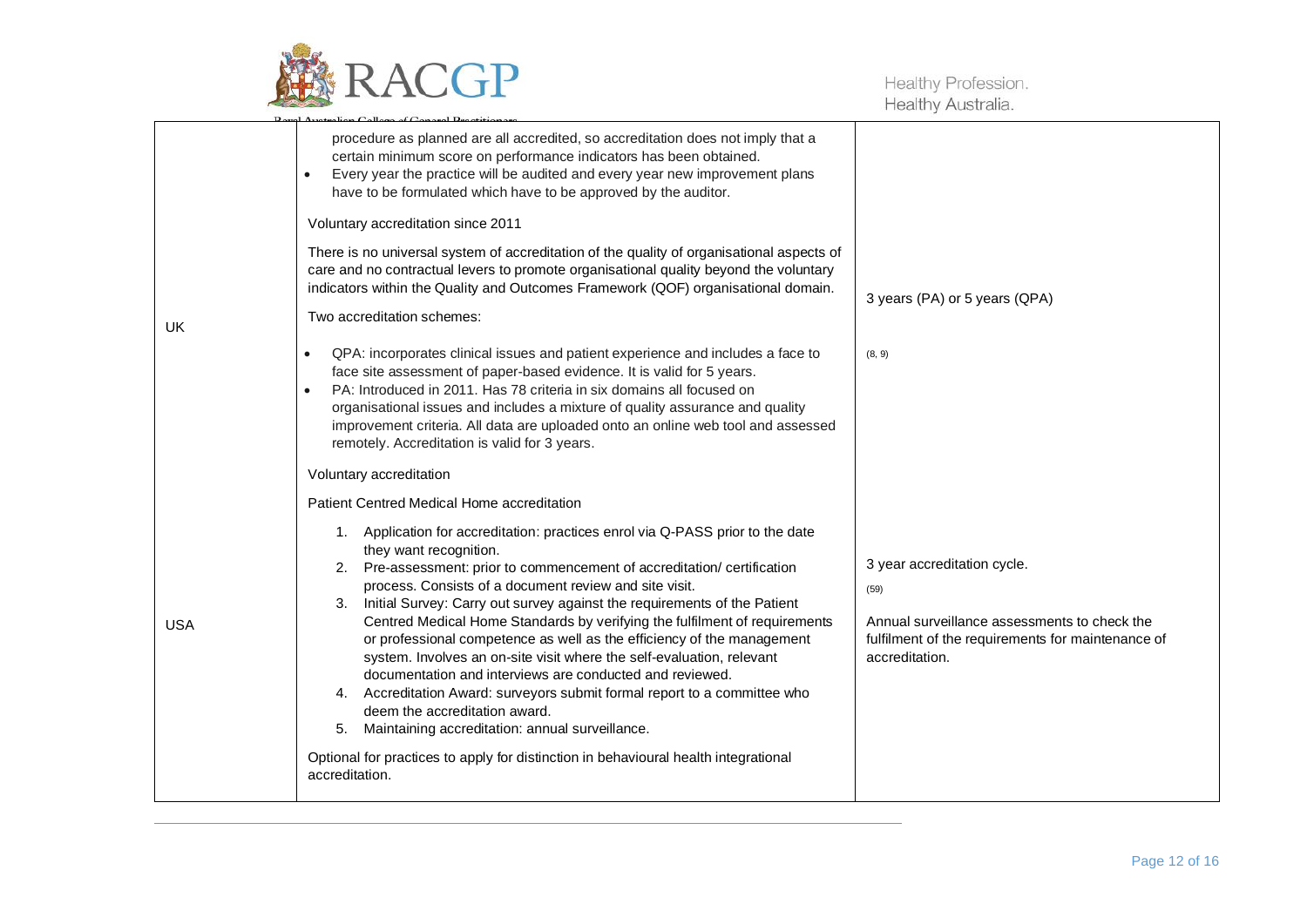| | | |
|---|---|---|
| | procedure as planned are all accredited, so accreditation does not imply that a certain minimum score on performance indicators has been obtained.<br>• Every year the practice will be audited and every year new improvement plans have to be formulated which have to be approved by the auditor. | |
| UK | Voluntary accreditation since 2011<br><br>There is no universal system of accreditation of the quality of organisational aspects of care and no contractual levers to promote organisational quality beyond the voluntary indicators within the Quality and Outcomes Framework (QOF) organisational domain.<br><br>Two accreditation schemes:<br><br>• QPA: incorporates clinical issues and patient experience and includes a face to face site assessment of paper-based evidence. It is valid for 5 years.<br>• PA: Introduced in 2011. Has 78 criteria in six domains all focused on organisational issues and includes a mixture of quality assurance and quality improvement criteria. All data are uploaded onto an online web tool and assessed remotely. Accreditation is valid for 3 years. | 3 years (PA) or 5 years (QPA)<br><br>(8, 9) |
| USA | Voluntary accreditation<br><br>Patient Centred Medical Home accreditation<br><br>1. Application for accreditation: practices enrol via Q-PASS prior to the date they want recognition.<br>2. Pre-assessment: prior to commencement of accreditation/ certification process. Consists of a document review and site visit.<br>3. Initial Survey: Carry out survey against the requirements of the Patient Centred Medical Home Standards by verifying the fulfilment of requirements or professional competence as well as the efficiency of the management system. Involves an on-site visit where the self-evaluation, relevant documentation and interviews are conducted and reviewed.<br>4. Accreditation Award: surveyors submit formal report to a committee who deem the accreditation award.<br>5. Maintaining accreditation: annual surveillance.<br><br>Optional for practices to apply for distinction in behavioural health integrational accreditation. | 3 year accreditation cycle.<br><br>(59)<br><br>Annual surveillance assessments to check the fulfilment of the requirements for maintenance of accreditation. |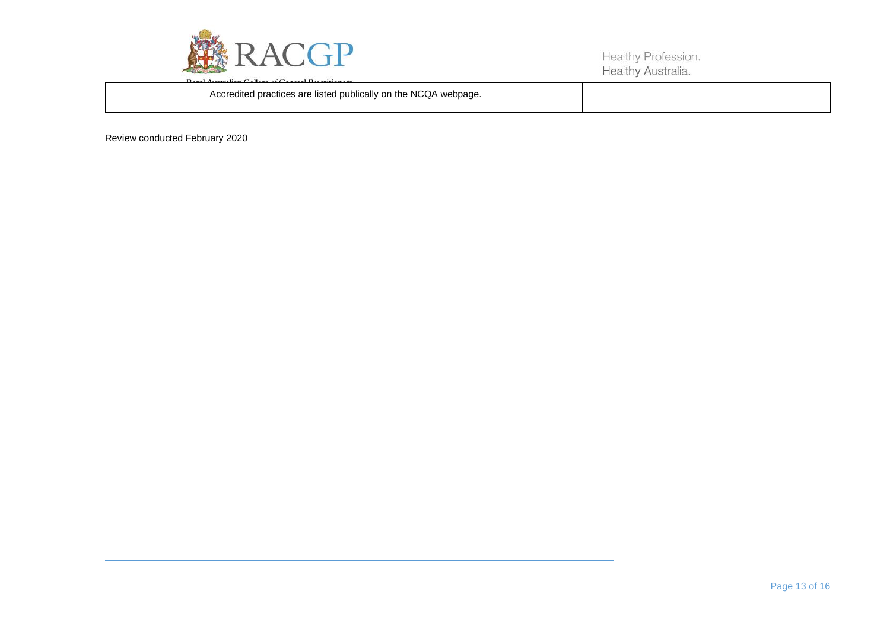| | | |
|---|---|---|
| | Accredited practices are listed publically on the NCQA webpage. | |

Review conducted February 2020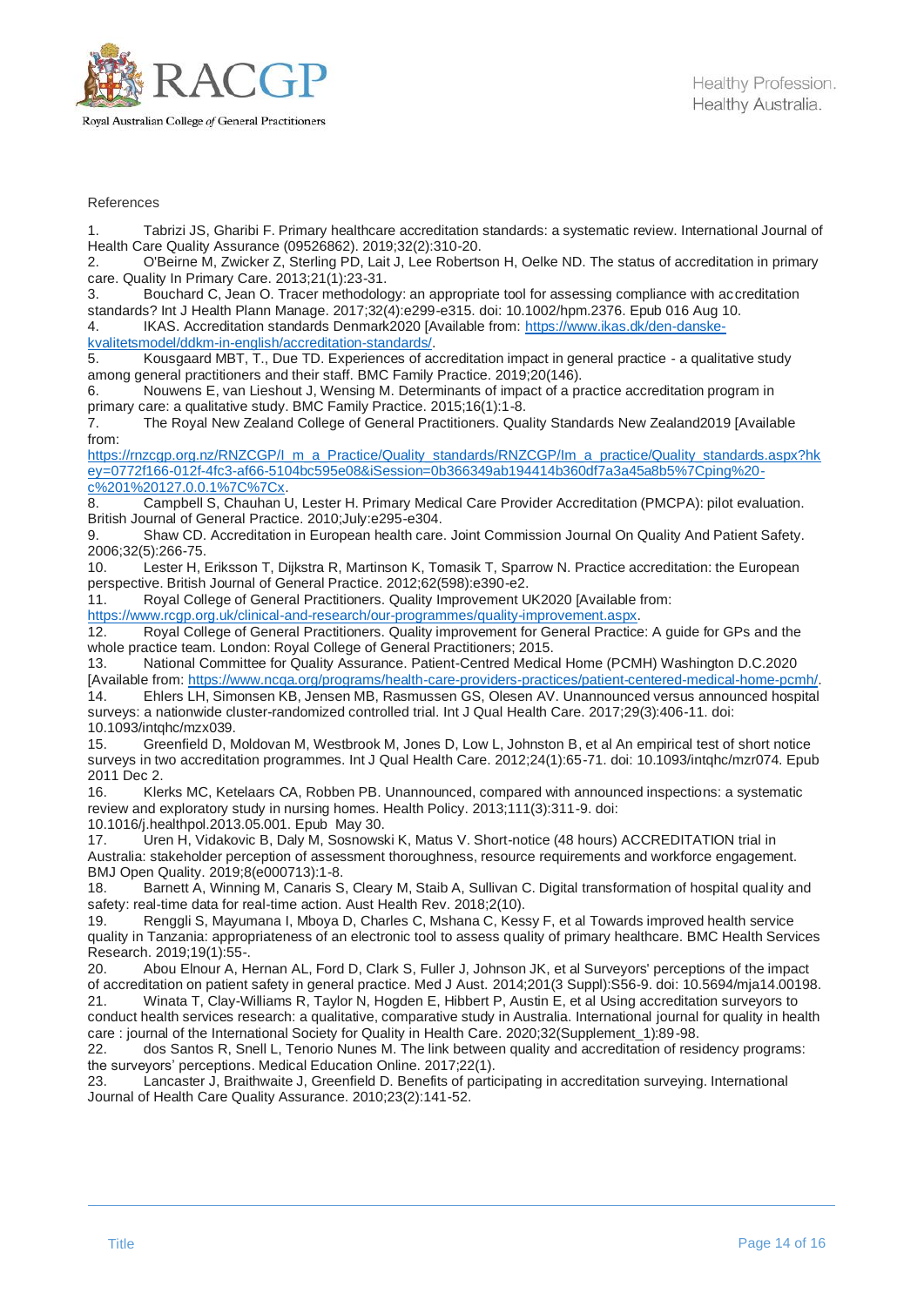References

1. Tabrizi JS, Gharibi F. Primary healthcare accreditation standards: a systematic review. International Journal of Health Care Quality Assurance (09526862). 2019;32(2):310-20.
2. O'Beirne M, Zwicker Z, Sterling PD, Lait J, Lee Robertson H, Oelke ND. The status of accreditation in primary care. Quality In Primary Care. 2013;21(1):23-31.
3. Bouchard C, Jean O. Tracer methodology: an appropriate tool for assessing compliance with accreditation standards? Int J Health Plann Manage. 2017;32(4):e299-e315. doi: 10.1002/hpm.2376. Epub 016 Aug 10.
4. IKAS. Accreditation standards Denmark2020 [Available from: https://www.ikas.dk/den-danske-kvalitetsmodel/ddkm-in-english/accreditation-standards/.
5. Kousgaard MBT, T., Due TD. Experiences of accreditation impact in general practice - a qualitative study among general practitioners and their staff. BMC Family Practice. 2019;20(146).
6. Nouwens E, van Lieshout J, Wensing M. Determinants of impact of a practice accreditation program in primary care: a qualitative study. BMC Family Practice. 2015;16(1):1-8.
7. The Royal New Zealand College of General Practitioners. Quality Standards New Zealand2019 [Available from: https://rnzcgp.org.nz/RNZCGP/I_m_a_Practice/Quality_standards/RNZCGP/Im_a_practice/Quality_standards.aspx?hkey=0772f166-012f-4fc3-af66-5104bc595e08&iSession=0b366349ab194414b360df7a3a45a8b5%7Cping%20-c%201%20127.0.0.1%7C%7Cx.
8. Campbell S, Chauhan U, Lester H. Primary Medical Care Provider Accreditation (PMCPA): pilot evaluation. British Journal of General Practice. 2010;July:e295-e304.
9. Shaw CD. Accreditation in European health care. Joint Commission Journal On Quality And Patient Safety. 2006;32(5):266-75.
10. Lester H, Eriksson T, Dijkstra R, Martinson K, Tomasik T, Sparrow N. Practice accreditation: the European perspective. British Journal of General Practice. 2012;62(598):e390-e2.
11. Royal College of General Practitioners. Quality Improvement UK2020 [Available from: https://www.rcgp.org.uk/clinical-and-research/our-programmes/quality-improvement.aspx.
12. Royal College of General Practitioners. Quality improvement for General Practice: A guide for GPs and the whole practice team. London: Royal College of General Practitioners; 2015.
13. National Committee for Quality Assurance. Patient-Centred Medical Home (PCMH) Washington D.C.2020 [Available from: https://www.ncqa.org/programs/health-care-providers-practices/patient-centered-medical-home-pcmh/.
14. Ehlers LH, Simonsen KB, Jensen MB, Rasmussen GS, Olesen AV. Unannounced versus announced hospital surveys: a nationwide cluster-randomized controlled trial. Int J Qual Health Care. 2017;29(3):406-11. doi: 10.1093/intqhc/mzx039.
15. Greenfield D, Moldovan M, Westbrook M, Jones D, Low L, Johnston B, et al An empirical test of short notice surveys in two accreditation programmes. Int J Qual Health Care. 2012;24(1):65-71. doi: 10.1093/intqhc/mzr074. Epub 2011 Dec 2.
16. Klerks MC, Ketelaars CA, Robben PB. Unannounced, compared with announced inspections: a systematic review and exploratory study in nursing homes. Health Policy. 2013;111(3):311-9. doi: 10.1016/j.healthpol.2013.05.001. Epub May 30.
17. Uren H, Vidakovic B, Daly M, Sosnowski K, Matus V. Short-notice (48 hours) ACCREDITATION trial in Australia: stakeholder perception of assessment thoroughness, resource requirements and workforce engagement. BMJ Open Quality. 2019;8(e000713):1-8.
18. Barnett A, Winning M, Canaris S, Cleary M, Staib A, Sullivan C. Digital transformation of hospital quality and safety: real-time data for real-time action. Aust Health Rev. 2018;2(10).
19. Renggli S, Mayumana I, Mboya D, Charles C, Mshana C, Kessy F, et al Towards improved health service quality in Tanzania: appropriateness of an electronic tool to assess quality of primary healthcare. BMC Health Services Research. 2019;19(1):55-.
20. Abou Elnour A, Hernan AL, Ford D, Clark S, Fuller J, Johnson JK, et al Surveyors' perceptions of the impact of accreditation on patient safety in general practice. Med J Aust. 2014;201(3 Suppl):S56-9. doi: 10.5694/mja14.00198.
21. Winata T, Clay-Williams R, Taylor N, Hogden E, Hibbert P, Austin E, et al Using accreditation surveyors to conduct health services research: a qualitative, comparative study in Australia. International journal for quality in health care : journal of the International Society for Quality in Health Care. 2020;32(Supplement_1):89-98.
22. dos Santos R, Snell L, Tenorio Nunes M. The link between quality and accreditation of residency programs: the surveyors' perceptions. Medical Education Online. 2017;22(1).
23. Lancaster J, Braithwaite J, Greenfield D. Benefits of participating in accreditation surveying. International Journal of Health Care Quality Assurance. 2010;23(2):141-52.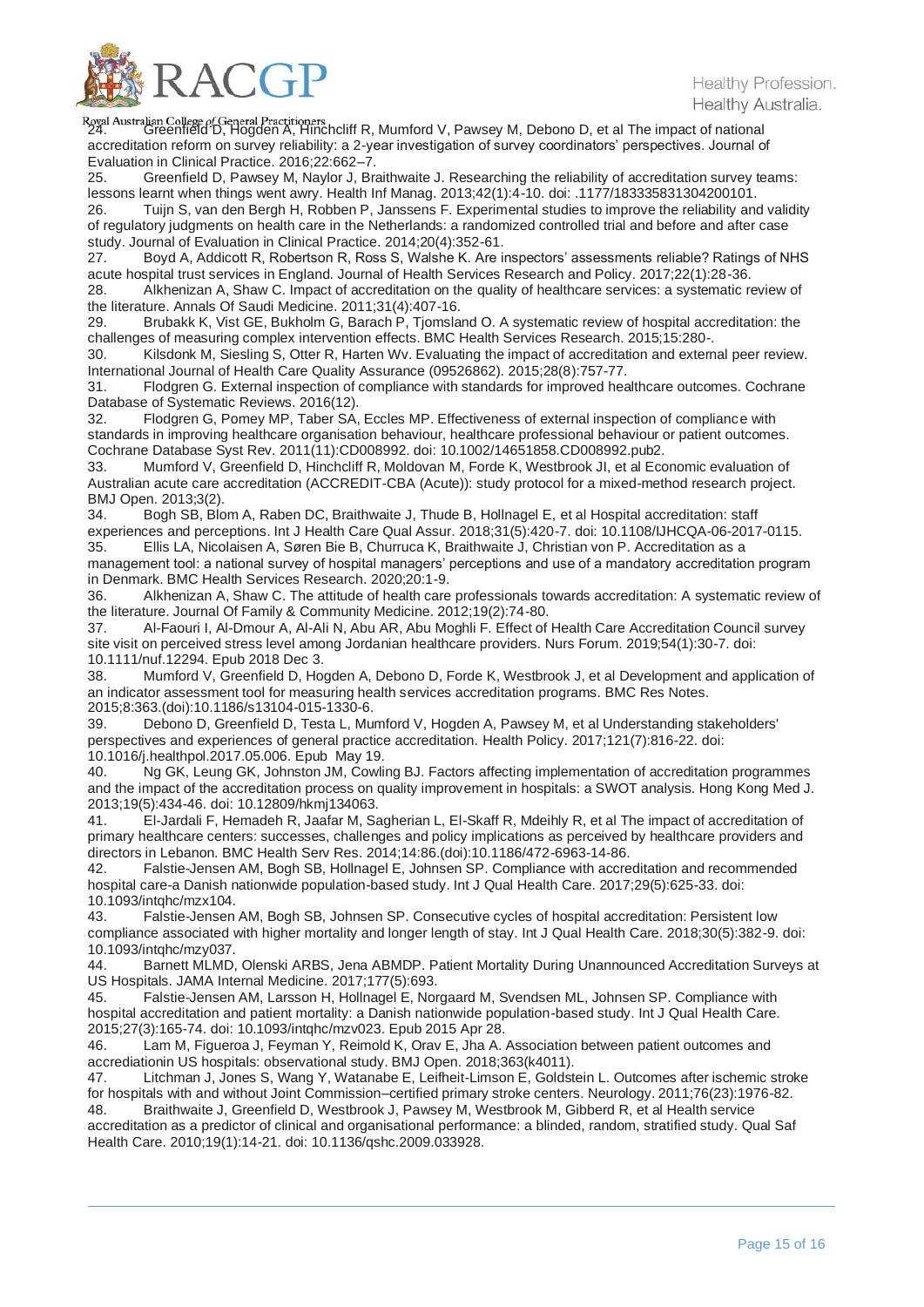24. Greenfield D, Hogden A, Hinchcliff R, Mumford V, Pawsey M, Debono D, et al The impact of national accreditation reform on survey reliability: a 2-year investigation of survey coordinators' perspectives. Journal of Evaluation in Clinical Practice. 2016;22:662–7.
25. Greenfield D, Pawsey M, Naylor J, Braithwaite J. Researching the reliability of accreditation survey teams: lessons learnt when things went awry. Health Inf Manag. 2013;42(1):4-10. doi: .1177/183335831304200101.
26. Tuijn S, van den Bergh H, Robben P, Janssens F. Experimental studies to improve the reliability and validity of regulatory judgments on health care in the Netherlands: a randomized controlled trial and before and after case study. Journal of Evaluation in Clinical Practice. 2014;20(4):352-61.
27. Boyd A, Addicott R, Robertson R, Ross S, Walshe K. Are inspectors' assessments reliable? Ratings of NHS acute hospital trust services in England. Journal of Health Services Research and Policy. 2017;22(1):28-36.
28. Alkhenizan A, Shaw C. Impact of accreditation on the quality of healthcare services: a systematic review of the literature. Annals Of Saudi Medicine. 2011;31(4):407-16.
29. Brubakk K, Vist GE, Bukholm G, Barach P, Tjomsland O. A systematic review of hospital accreditation: the challenges of measuring complex intervention effects. BMC Health Services Research. 2015;15:280-.
30. Kilsdonk M, Siesling S, Otter R, Harten Wv. Evaluating the impact of accreditation and external peer review. International Journal of Health Care Quality Assurance (09526862). 2015;28(8):757-77.
31. Flodgren G. External inspection of compliance with standards for improved healthcare outcomes. Cochrane Database of Systematic Reviews. 2016(12).
32. Flodgren G, Pomey MP, Taber SA, Eccles MP. Effectiveness of external inspection of compliance with standards in improving healthcare organisation behaviour, healthcare professional behaviour or patient outcomes. Cochrane Database Syst Rev. 2011(11):CD008992. doi: 10.1002/14651858.CD008992.pub2.
33. Mumford V, Greenfield D, Hinchcliff R, Moldovan M, Forde K, Westbrook JI, et al Economic evaluation of Australian acute care accreditation (ACCREDIT-CBA (Acute)): study protocol for a mixed-method research project. BMJ Open. 2013;3(2).
34. Bogh SB, Blom A, Raben DC, Braithwaite J, Thude B, Hollnagel E, et al Hospital accreditation: staff experiences and perceptions. Int J Health Care Qual Assur. 2018;31(5):420-7. doi: 10.1108/IJHCQA-06-2017-0115.
35. Ellis LA, Nicolaisen A, Søren Bie B, Churruca K, Braithwaite J, Christian von P. Accreditation as a management tool: a national survey of hospital managers' perceptions and use of a mandatory accreditation program in Denmark. BMC Health Services Research. 2020;20:1-9.
36. Alkhenizan A, Shaw C. The attitude of health care professionals towards accreditation: A systematic review of the literature. Journal Of Family & Community Medicine. 2012;19(2):74-80.
37. Al-Faouri I, Al-Dmour A, Al-Ali N, Abu AR, Abu Moghli F. Effect of Health Care Accreditation Council survey site visit on perceived stress level among Jordanian healthcare providers. Nurs Forum. 2019;54(1):30-7. doi: 10.1111/nuf.12294. Epub 2018 Dec 3.
38. Mumford V, Greenfield D, Hogden A, Debono D, Forde K, Westbrook J, et al Development and application of an indicator assessment tool for measuring health services accreditation programs. BMC Res Notes. 2015;8:363.(doi):10.1186/s13104-015-1330-6.
39. Debono D, Greenfield D, Testa L, Mumford V, Hogden A, Pawsey M, et al Understanding stakeholders' perspectives and experiences of general practice accreditation. Health Policy. 2017;121(7):816-22. doi: 10.1016/j.healthpol.2017.05.006. Epub May 19.
40. Ng GK, Leung GK, Johnston JM, Cowling BJ. Factors affecting implementation of accreditation programmes and the impact of the accreditation process on quality improvement in hospitals: a SWOT analysis. Hong Kong Med J. 2013;19(5):434-46. doi: 10.12809/hkmj134063.
41. El-Jardali F, Hemadeh R, Jaafar M, Sagherian L, El-Skaff R, Mdeihly R, et al The impact of accreditation of primary healthcare centers: successes, challenges and policy implications as perceived by healthcare providers and directors in Lebanon. BMC Health Serv Res. 2014;14:86.(doi):10.1186/472-6963-14-86.
42. Falstie-Jensen AM, Bogh SB, Hollnagel E, Johnsen SP. Compliance with accreditation and recommended hospital care-a Danish nationwide population-based study. Int J Qual Health Care. 2017;29(5):625-33. doi: 10.1093/intqhc/mzx104.
43. Falstie-Jensen AM, Bogh SB, Johnsen SP. Consecutive cycles of hospital accreditation: Persistent low compliance associated with higher mortality and longer length of stay. Int J Qual Health Care. 2018;30(5):382-9. doi: 10.1093/intqhc/mzy037.
44. Barnett MLMD, Olenski ARBS, Jena ABMDP. Patient Mortality During Unannounced Accreditation Surveys at US Hospitals. JAMA Internal Medicine. 2017;177(5):693.
45. Falstie-Jensen AM, Larsson H, Hollnagel E, Norgaard M, Svendsen ML, Johnsen SP. Compliance with hospital accreditation and patient mortality: a Danish nationwide population-based study. Int J Qual Health Care. 2015;27(3):165-74. doi: 10.1093/intqhc/mzv023. Epub 2015 Apr 28.
46. Lam M, Figueroa J, Feyman Y, Reimold K, Orav E, Jha A. Association between patient outcomes and accrediationin US hospitals: observational study. BMJ Open. 2018;363(k4011).
47. Litchman J, Jones S, Wang Y, Watanabe E, Leifheit-Limson E, Goldstein L. Outcomes after ischemic stroke for hospitals with and without Joint Commission–certified primary stroke centers. Neurology. 2011;76(23):1976-82.
48. Braithwaite J, Greenfield D, Westbrook J, Pawsey M, Westbrook M, Gibberd R, et al Health service accreditation as a predictor of clinical and organisational performance: a blinded, random, stratified study. Qual Saf Health Care. 2010;19(1):14-21. doi: 10.1136/qshc.2009.033928.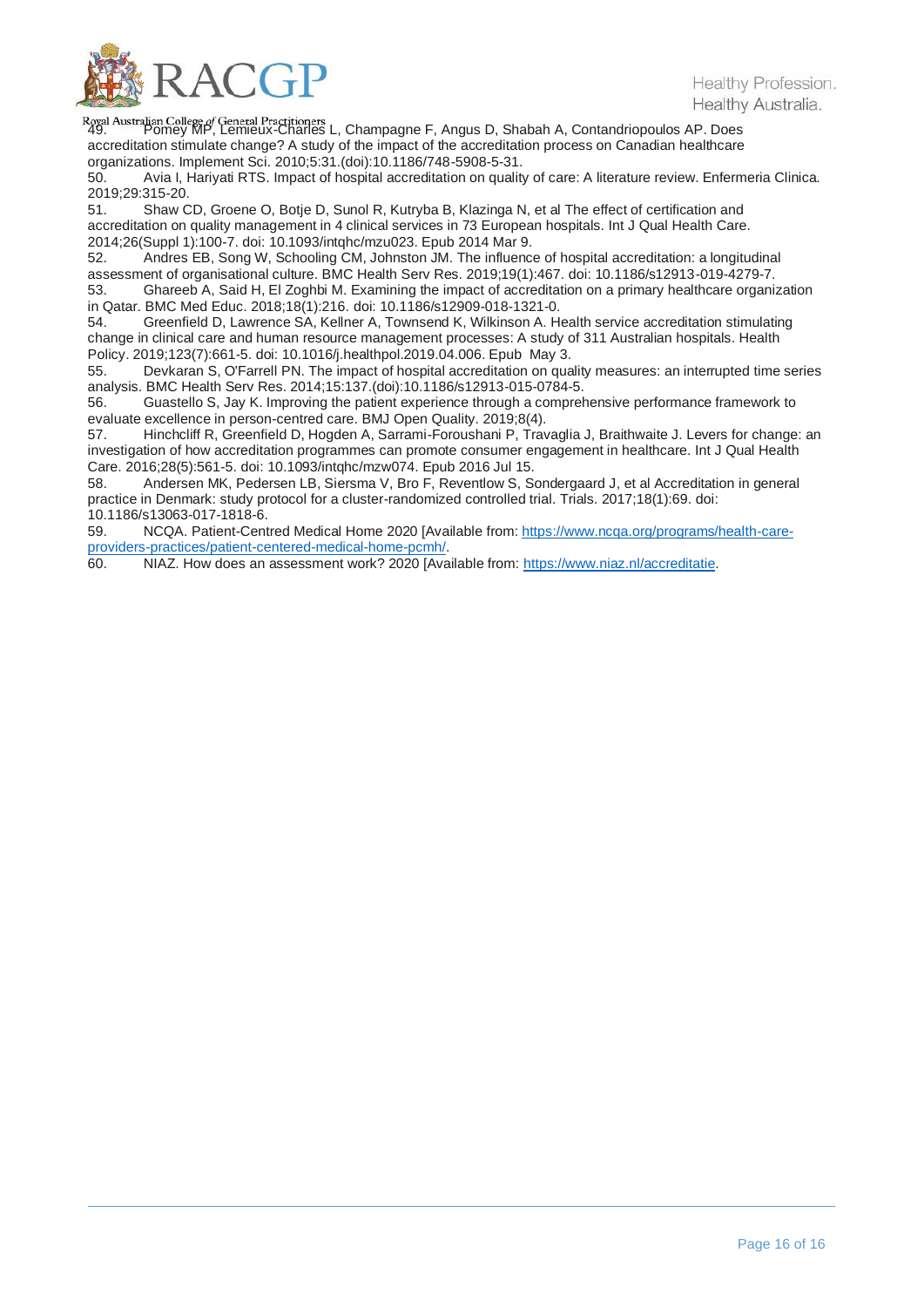49. Pomey MP, Lemieux-Charles L, Champagne F, Angus D, Shabah A, Contandriopoulos AP. Does accreditation stimulate change? A study of the impact of the accreditation process on Canadian healthcare organizations. Implement Sci. 2010;5:31.(doi):10.1186/748-5908-5-31.
50. Avia I, Hariyati RTS. Impact of hospital accreditation on quality of care: A literature review. Enfermeria Clinica. 2019;29:315-20.
51. Shaw CD, Groene O, Botje D, Sunol R, Kutryba B, Klazinga N, et al The effect of certification and accreditation on quality management in 4 clinical services in 73 European hospitals. Int J Qual Health Care. 2014;26(Suppl 1):100-7. doi: 10.1093/intqhc/mzu023. Epub 2014 Mar 9.
52. Andres EB, Song W, Schooling CM, Johnston JM. The influence of hospital accreditation: a longitudinal assessment of organisational culture. BMC Health Serv Res. 2019;19(1):467. doi: 10.1186/s12913-019-4279-7.
53. Ghareeb A, Said H, El Zoghbi M. Examining the impact of accreditation on a primary healthcare organization in Qatar. BMC Med Educ. 2018;18(1):216. doi: 10.1186/s12909-018-1321-0.
54. Greenfield D, Lawrence SA, Kellner A, Townsend K, Wilkinson A. Health service accreditation stimulating change in clinical care and human resource management processes: A study of 311 Australian hospitals. Health Policy. 2019;123(7):661-5. doi: 10.1016/j.healthpol.2019.04.006. Epub May 3.
55. Devkaran S, O'Farrell PN. The impact of hospital accreditation on quality measures: an interrupted time series analysis. BMC Health Serv Res. 2014;15:137.(doi):10.1186/s12913-015-0784-5.
56. Guastello S, Jay K. Improving the patient experience through a comprehensive performance framework to evaluate excellence in person-centred care. BMJ Open Quality. 2019;8(4).
57. Hinchcliff R, Greenfield D, Hogden A, Sarrami-Foroushani P, Travaglia J, Braithwaite J. Levers for change: an investigation of how accreditation programmes can promote consumer engagement in healthcare. Int J Qual Health Care. 2016;28(5):561-5. doi: 10.1093/intqhc/mzw074. Epub 2016 Jul 15.
58. Andersen MK, Pedersen LB, Siersma V, Bro F, Reventlow S, Sondergaard J, et al Accreditation in general practice in Denmark: study protocol for a cluster-randomized controlled trial. Trials. 2017;18(1):69. doi: 10.1186/s13063-017-1818-6.
59. NCQA. Patient-Centred Medical Home 2020 [Available from: https://www.ncqa.org/programs/health-care-providers-practices/patient-centered-medical-home-pcmh/.
60. NIAZ. How does an assessment work? 2020 [Available from: https://www.niaz.nl/accreditatie.